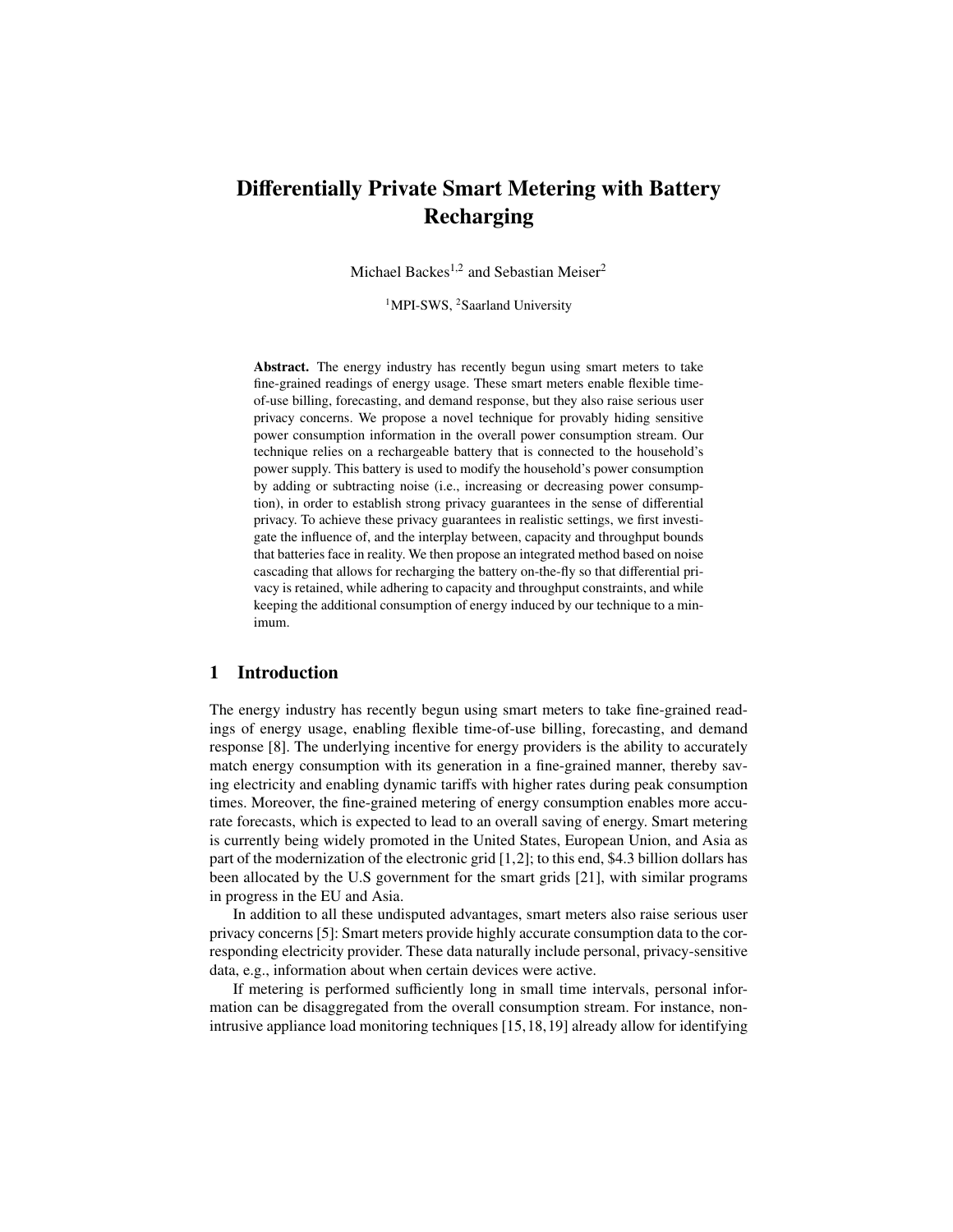# Differentially Private Smart Metering with Battery Recharging

Michael Backes[1,2] and Sebastian Meiser[2]

[1]MPI-SWS, [2]Saarland University

**Abstract.** The energy industry has recently begun using smart meters to take fine-grained readings of energy usage. These smart meters enable flexible time-of-use billing, forecasting, and demand response, but they also raise serious user privacy concerns. We propose a novel technique for provably hiding sensitive power consumption information in the overall power consumption stream. Our technique relies on a rechargeable battery that is connected to the household's power supply. This battery is used to modify the household's power consumption by adding or subtracting noise (i.e., increasing or decreasing power consumption), in order to establish strong privacy guarantees in the sense of differential privacy. To achieve these privacy guarantees in realistic settings, we first investigate the influence of, and the interplay between, capacity and throughput bounds that batteries face in reality. We then propose an integrated method based on noise cascading that allows for recharging the battery on-the-fly so that differential privacy is retained, while adhering to capacity and throughput constraints, and while keeping the additional consumption of energy induced by our technique to a minimum.

## 1 Introduction

The energy industry has recently begun using smart meters to take fine-grained readings of energy usage, enabling flexible time-of-use billing, forecasting, and demand response [8]. The underlying incentive for energy providers is the ability to accurately match energy consumption with its generation in a fine-grained manner, thereby saving electricity and enabling dynamic tariffs with higher rates during peak consumption times. Moreover, the fine-grained metering of energy consumption enables more accurate forecasts, which is expected to lead to an overall saving of energy. Smart metering is currently being widely promoted in the United States, European Union, and Asia as part of the modernization of the electronic grid [1,2]; to this end, $4.3 billion dollars has been allocated by the U.S government for the smart grids [21], with similar programs in progress in the EU and Asia.

In addition to all these undisputed advantages, smart meters also raise serious user privacy concerns [5]: Smart meters provide highly accurate consumption data to the corresponding electricity provider. These data naturally include personal, privacy-sensitive data, e.g., information about when certain devices were active.

If metering is performed sufficiently long in small time intervals, personal information can be disaggregated from the overall consumption stream. For instance, non-intrusive appliance load monitoring techniques [15,18,19] already allow for identifying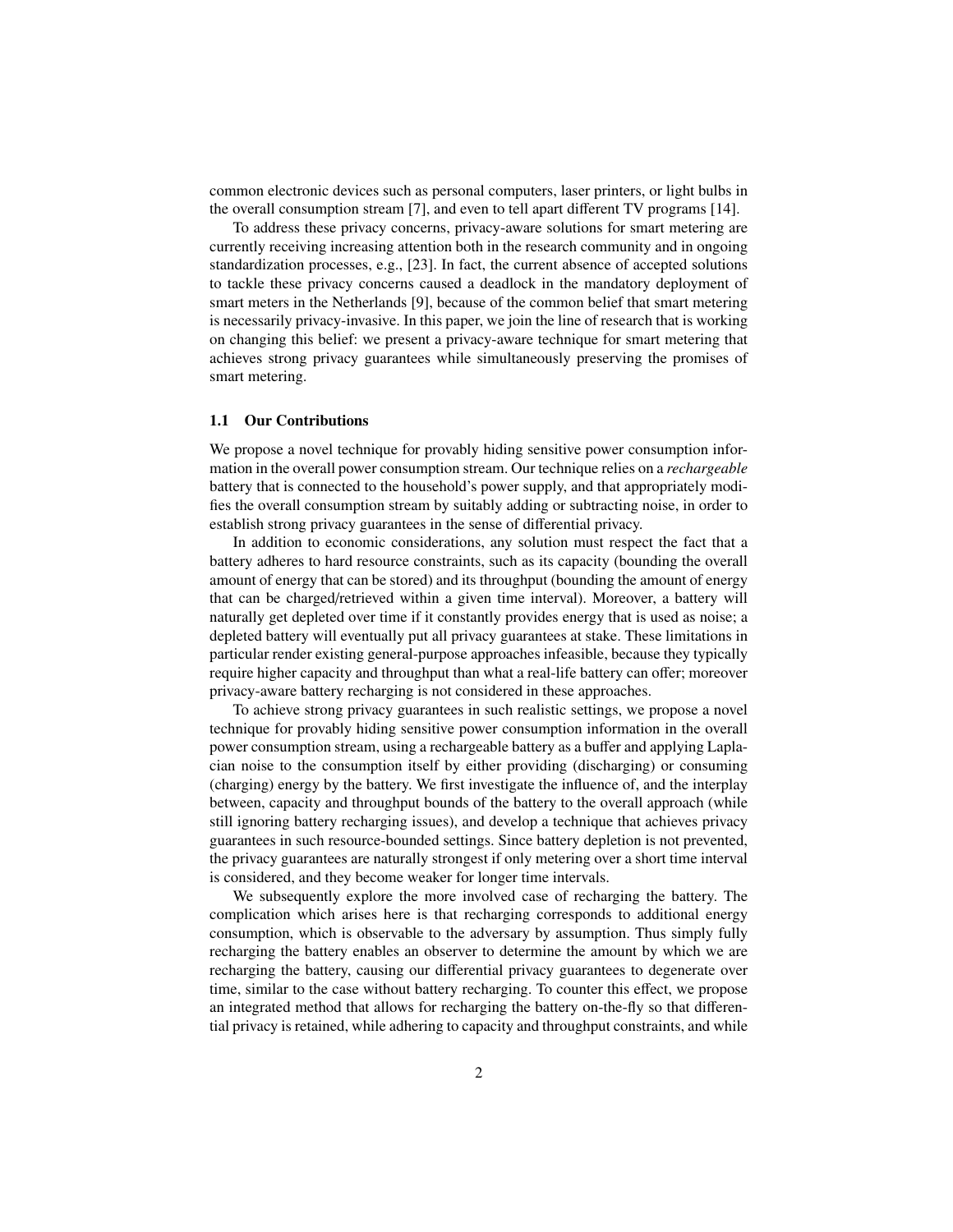common electronic devices such as personal computers, laser printers, or light bulbs in the overall consumption stream [7], and even to tell apart different TV programs [14].

To address these privacy concerns, privacy-aware solutions for smart metering are currently receiving increasing attention both in the research community and in ongoing standardization processes, e.g., [23]. In fact, the current absence of accepted solutions to tackle these privacy concerns caused a deadlock in the mandatory deployment of smart meters in the Netherlands [9], because of the common belief that smart metering is necessarily privacy-invasive. In this paper, we join the line of research that is working on changing this belief: we present a privacy-aware technique for smart metering that achieves strong privacy guarantees while simultaneously preserving the promises of smart metering.

### 1.1 Our Contributions

We propose a novel technique for provably hiding sensitive power consumption information in the overall power consumption stream. Our technique relies on a *rechargeable* battery that is connected to the household's power supply, and that appropriately modifies the overall consumption stream by suitably adding or subtracting noise, in order to establish strong privacy guarantees in the sense of differential privacy.

In addition to economic considerations, any solution must respect the fact that a battery adheres to hard resource constraints, such as its capacity (bounding the overall amount of energy that can be stored) and its throughput (bounding the amount of energy that can be charged/retrieved within a given time interval). Moreover, a battery will naturally get depleted over time if it constantly provides energy that is used as noise; a depleted battery will eventually put all privacy guarantees at stake. These limitations in particular render existing general-purpose approaches infeasible, because they typically require higher capacity and throughput than what a real-life battery can offer; moreover privacy-aware battery recharging is not considered in these approaches.

To achieve strong privacy guarantees in such realistic settings, we propose a novel technique for provably hiding sensitive power consumption information in the overall power consumption stream, using a rechargeable battery as a buffer and applying Laplacian noise to the consumption itself by either providing (discharging) or consuming (charging) energy by the battery. We first investigate the influence of, and the interplay between, capacity and throughput bounds of the battery to the overall approach (while still ignoring battery recharging issues), and develop a technique that achieves privacy guarantees in such resource-bounded settings. Since battery depletion is not prevented, the privacy guarantees are naturally strongest if only metering over a short time interval is considered, and they become weaker for longer time intervals.

We subsequently explore the more involved case of recharging the battery. The complication which arises here is that recharging corresponds to additional energy consumption, which is observable to the adversary by assumption. Thus simply fully recharging the battery enables an observer to determine the amount by which we are recharging the battery, causing our differential privacy guarantees to degenerate over time, similar to the case without battery recharging. To counter this effect, we propose an integrated method that allows for recharging the battery on-the-fly so that differential privacy is retained, while adhering to capacity and throughput constraints, and while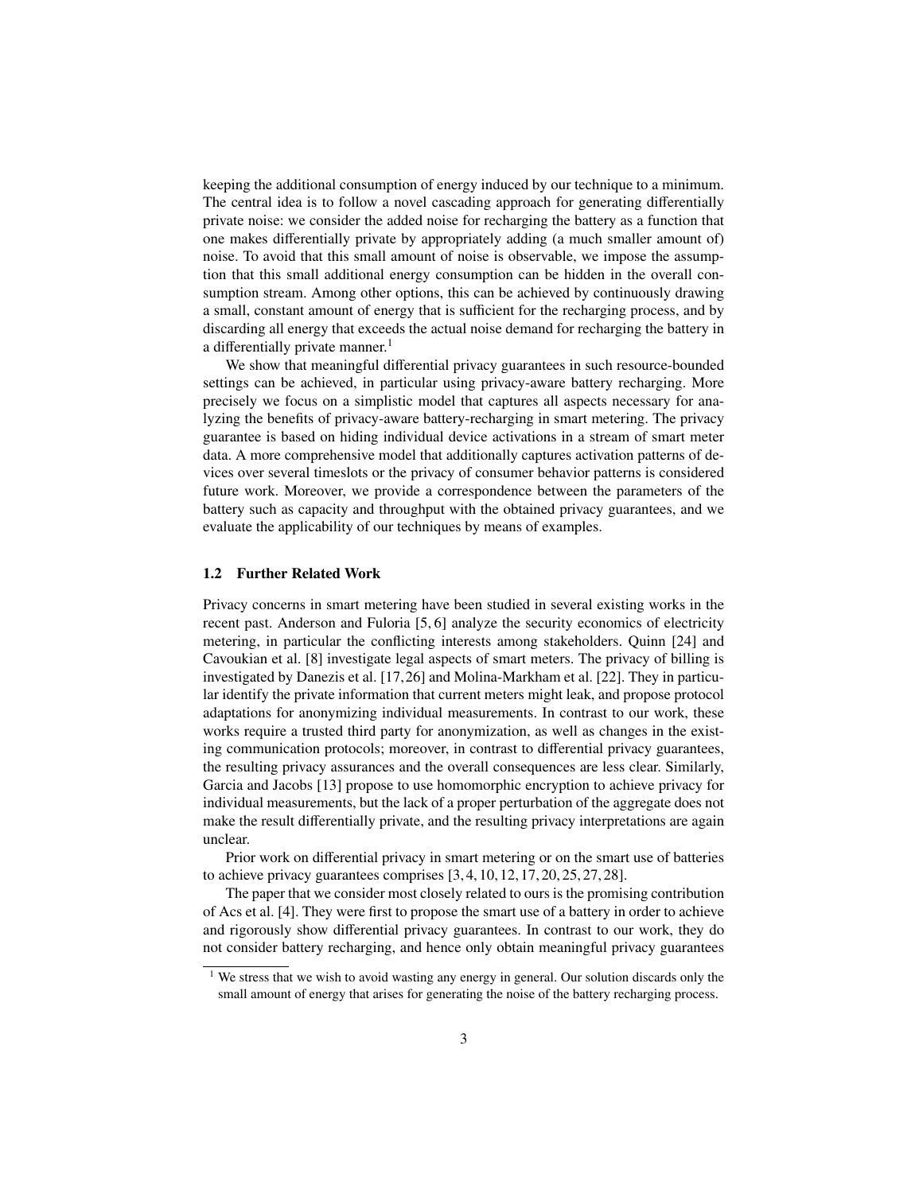keeping the additional consumption of energy induced by our technique to a minimum. The central idea is to follow a novel cascading approach for generating differentially private noise: we consider the added noise for recharging the battery as a function that one makes differentially private by appropriately adding (a much smaller amount of) noise. To avoid that this small amount of noise is observable, we impose the assumption that this small additional energy consumption can be hidden in the overall consumption stream. Among other options, this can be achieved by continuously drawing a small, constant amount of energy that is sufficient for the recharging process, and by discarding all energy that exceeds the actual noise demand for recharging the battery in a differentially private manner.[1]

We show that meaningful differential privacy guarantees in such resource-bounded settings can be achieved, in particular using privacy-aware battery recharging. More precisely we focus on a simplistic model that captures all aspects necessary for analyzing the benefits of privacy-aware battery-recharging in smart metering. The privacy guarantee is based on hiding individual device activations in a stream of smart meter data. A more comprehensive model that additionally captures activation patterns of devices over several timeslots or the privacy of consumer behavior patterns is considered future work. Moreover, we provide a correspondence between the parameters of the battery such as capacity and throughput with the obtained privacy guarantees, and we evaluate the applicability of our techniques by means of examples.

### 1.2 Further Related Work

Privacy concerns in smart metering have been studied in several existing works in the recent past. Anderson and Fuloria [5, 6] analyze the security economics of electricity metering, in particular the conflicting interests among stakeholders. Quinn [24] and Cavoukian et al. [8] investigate legal aspects of smart meters. The privacy of billing is investigated by Danezis et al. [17,26] and Molina-Markham et al. [22]. They in particular identify the private information that current meters might leak, and propose protocol adaptations for anonymizing individual measurements. In contrast to our work, these works require a trusted third party for anonymization, as well as changes in the existing communication protocols; moreover, in contrast to differential privacy guarantees, the resulting privacy assurances and the overall consequences are less clear. Similarly, Garcia and Jacobs [13] propose to use homomorphic encryption to achieve privacy for individual measurements, but the lack of a proper perturbation of the aggregate does not make the result differentially private, and the resulting privacy interpretations are again unclear.

Prior work on differential privacy in smart metering or on the smart use of batteries to achieve privacy guarantees comprises [3, 4, 10, 12, 17, 20, 25, 27, 28].

The paper that we consider most closely related to ours is the promising contribution of Acs et al. [4]. They were first to propose the smart use of a battery in order to achieve and rigorously show differential privacy guarantees. In contrast to our work, they do not consider battery recharging, and hence only obtain meaningful privacy guarantees

[1] We stress that we wish to avoid wasting any energy in general. Our solution discards only the small amount of energy that arises for generating the noise of the battery recharging process.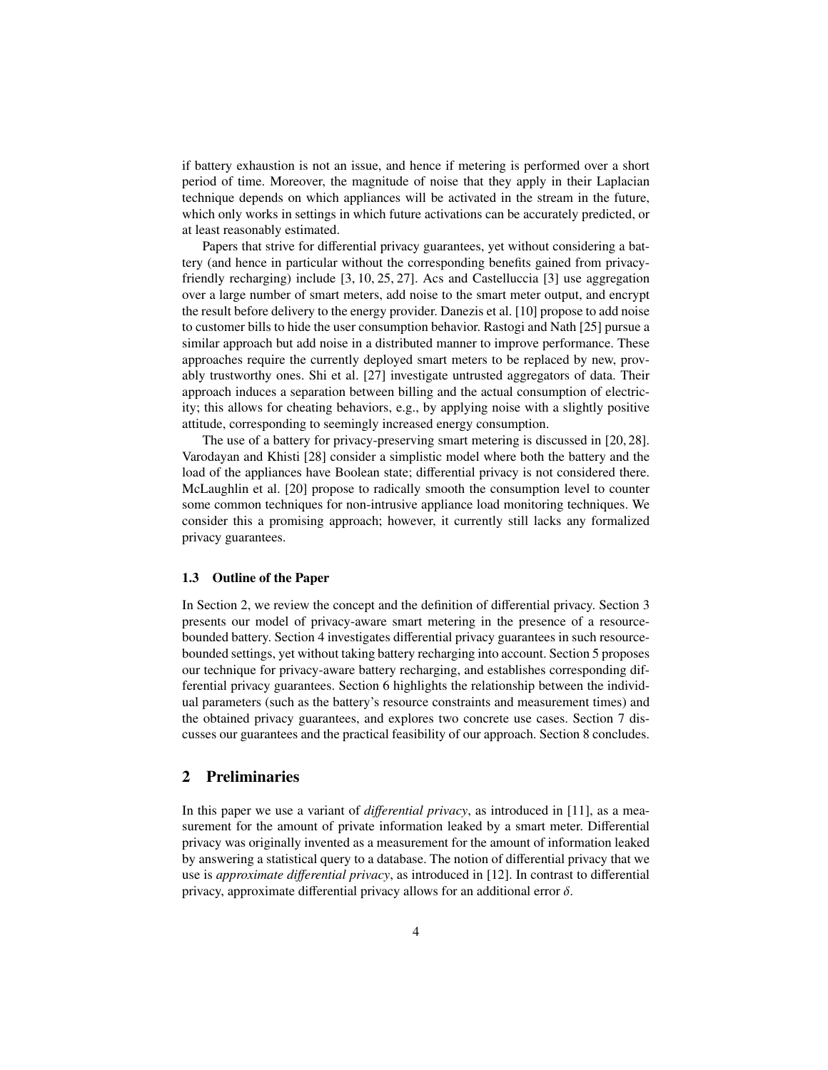if battery exhaustion is not an issue, and hence if metering is performed over a short period of time. Moreover, the magnitude of noise that they apply in their Laplacian technique depends on which appliances will be activated in the stream in the future, which only works in settings in which future activations can be accurately predicted, or at least reasonably estimated.

Papers that strive for differential privacy guarantees, yet without considering a battery (and hence in particular without the corresponding benefits gained from privacy-friendly recharging) include [3, 10, 25, 27]. Acs and Castelluccia [3] use aggregation over a large number of smart meters, add noise to the smart meter output, and encrypt the result before delivery to the energy provider. Danezis et al. [10] propose to add noise to customer bills to hide the user consumption behavior. Rastogi and Nath [25] pursue a similar approach but add noise in a distributed manner to improve performance. These approaches require the currently deployed smart meters to be replaced by new, provably trustworthy ones. Shi et al. [27] investigate untrusted aggregators of data. Their approach induces a separation between billing and the actual consumption of electricity; this allows for cheating behaviors, e.g., by applying noise with a slightly positive attitude, corresponding to seemingly increased energy consumption.

The use of a battery for privacy-preserving smart metering is discussed in [20, 28]. Varodayan and Khisti [28] consider a simplistic model where both the battery and the load of the appliances have Boolean state; differential privacy is not considered there. McLaughlin et al. [20] propose to radically smooth the consumption level to counter some common techniques for non-intrusive appliance load monitoring techniques. We consider this a promising approach; however, it currently still lacks any formalized privacy guarantees.

### 1.3 Outline of the Paper

In Section 2, we review the concept and the definition of differential privacy. Section 3 presents our model of privacy-aware smart metering in the presence of a resource-bounded battery. Section 4 investigates differential privacy guarantees in such resource-bounded settings, yet without taking battery recharging into account. Section 5 proposes our technique for privacy-aware battery recharging, and establishes corresponding differential privacy guarantees. Section 6 highlights the relationship between the individual parameters (such as the battery's resource constraints and measurement times) and the obtained privacy guarantees, and explores two concrete use cases. Section 7 discusses our guarantees and the practical feasibility of our approach. Section 8 concludes.

## 2 Preliminaries

In this paper we use a variant of *differential privacy*, as introduced in [11], as a measurement for the amount of private information leaked by a smart meter. Differential privacy was originally invented as a measurement for the amount of information leaked by answering a statistical query to a database. The notion of differential privacy that we use is *approximate differential privacy*, as introduced in [12]. In contrast to differential privacy, approximate differential privacy allows for an additional error $\delta$.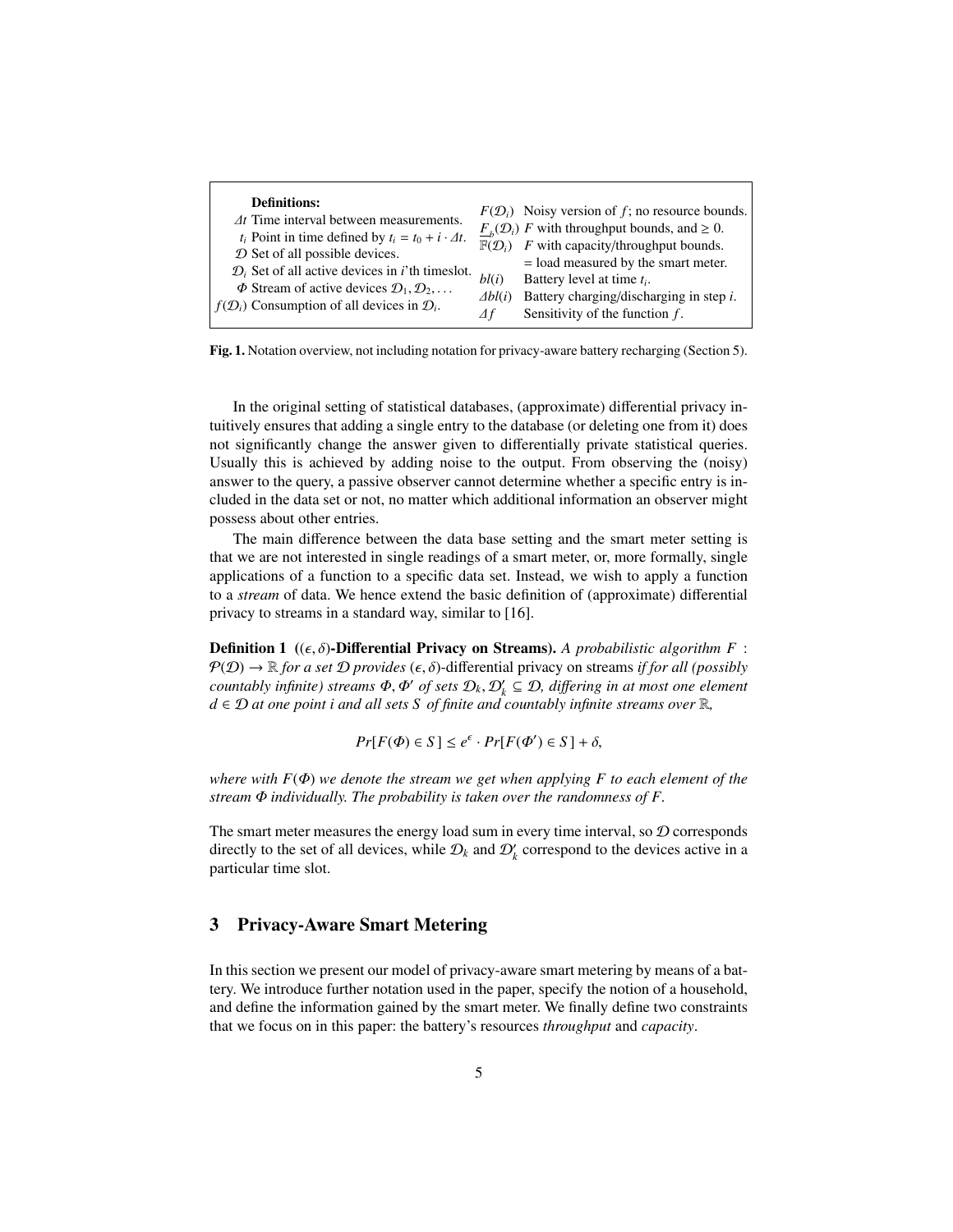| **Definitions:** | | | |
| --- | --- | --- | --- |
| $\Delta t$ | Time interval between measurements. | $F(\mathcal{D}_i)$ | Noisy version of $f$; no resource bounds. |
| $t_i$ | Point in time defined by $t_i = t_0 + i \cdot \Delta t$. | $\underline{F}_b(\mathcal{D}_i)$ | $F$ with throughput bounds, and $\geq 0$. |
| $\mathcal{D}$ | Set of all possible devices. | $\mathbb{F}(\mathcal{D}_i)$ | $F$ with capacity/throughput bounds. = load measured by the smart meter. |
| $\mathcal{D}_i$ | Set of all active devices in $i$'th timeslot. | $bl(i)$ | Battery level at time $t_i$. |
| $\Phi$ | Stream of active devices $\mathcal{D}_1, \mathcal{D}_2, \ldots$ | $\Delta bl(i)$ | Battery charging/discharging in step $i$. |
| $f(\mathcal{D}_i)$ | Consumption of all devices in $\mathcal{D}_i$. | $\Delta f$ | Sensitivity of the function $f$. |

**Fig. 1.** Notation overview, not including notation for privacy-aware battery recharging (Section 5).

In the original setting of statistical databases, (approximate) differential privacy intuitively ensures that adding a single entry to the database (or deleting one from it) does not significantly change the answer given to differentially private statistical queries. Usually this is achieved by adding noise to the output. From observing the (noisy) answer to the query, a passive observer cannot determine whether a specific entry is included in the data set or not, no matter which additional information an observer might possess about other entries.

The main difference between the data base setting and the smart meter setting is that we are not interested in single readings of a smart meter, or, more formally, single applications of a function to a specific data set. Instead, we wish to apply a function to a *stream* of data. We hence extend the basic definition of (approximate) differential privacy to streams in a standard way, similar to [16].

**Definition 1 (($\epsilon, \delta$)-Differential Privacy on Streams).** *A probabilistic algorithm $F : \mathcal{P}(\mathcal{D}) \to \mathbb{R}$ for a set $\mathcal{D}$ provides $(\epsilon, \delta)$-differential privacy on streams if for all (possibly countably infinite) streams $\Phi, \Phi'$ of sets $\mathcal{D}_k, \mathcal{D}'_k \subseteq \mathcal{D}$, differing in at most one element $d \in \mathcal{D}$ at one point $i$ and all sets $S$ of finite and countably infinite streams over $\mathbb{R}$,*

$$Pr[F(\Phi) \in S] \leq e^{\epsilon} \cdot Pr[F(\Phi') \in S] + \delta,$$

*where with $F(\Phi)$ we denote the stream we get when applying $F$ to each element of the stream $\Phi$ individually. The probability is taken over the randomness of $F$.*

The smart meter measures the energy load sum in every time interval, so $\mathcal{D}$ corresponds directly to the set of all devices, while $\mathcal{D}_k$ and $\mathcal{D}'_k$ correspond to the devices active in a particular time slot.

## 3 Privacy-Aware Smart Metering

In this section we present our model of privacy-aware smart metering by means of a battery. We introduce further notation used in the paper, specify the notion of a household, and define the information gained by the smart meter. We finally define two constraints that we focus on in this paper: the battery's resources *throughput* and *capacity*.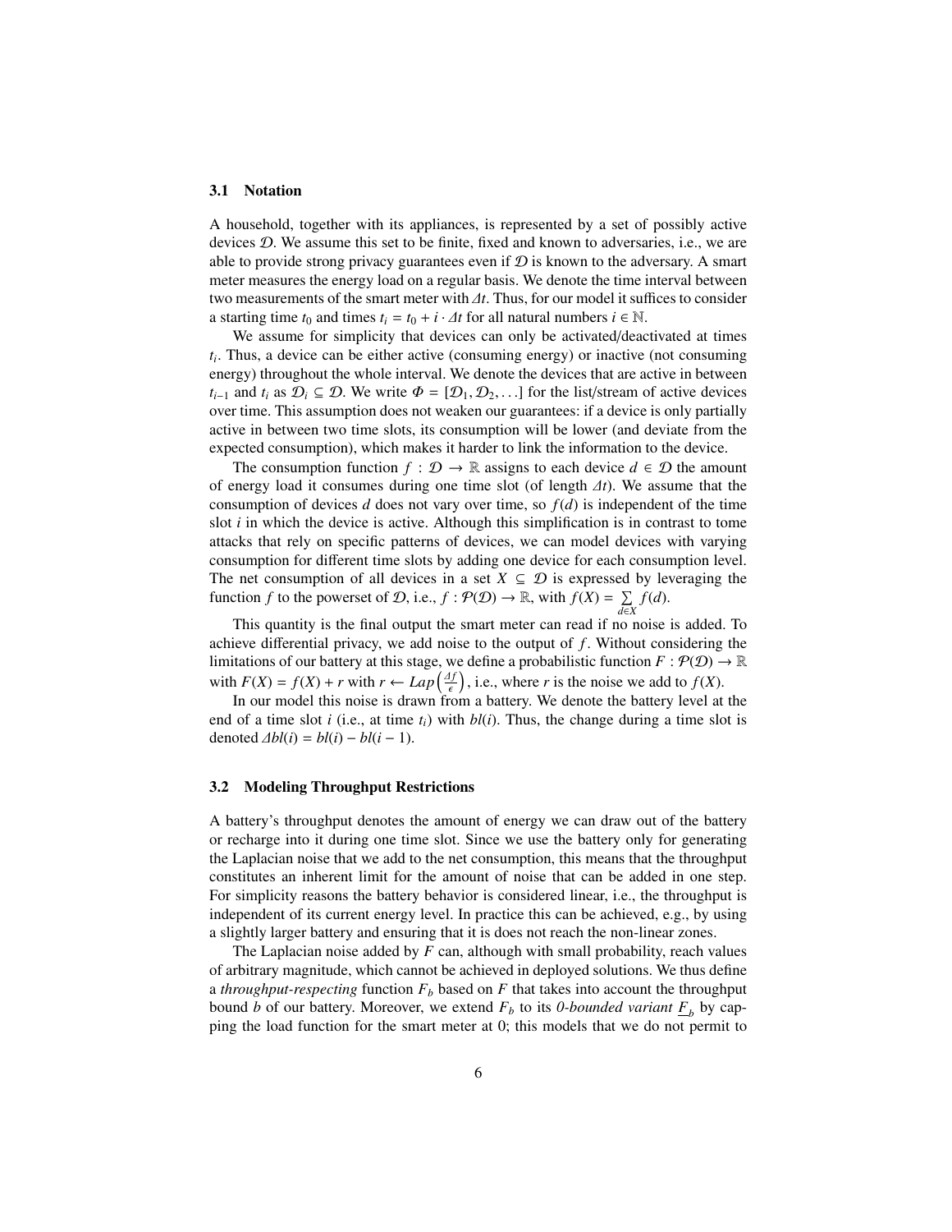### 3.1 Notation

A household, together with its appliances, is represented by a set of possibly active devices $\mathcal{D}$. We assume this set to be finite, fixed and known to adversaries, i.e., we are able to provide strong privacy guarantees even if $\mathcal{D}$ is known to the adversary. A smart meter measures the energy load on a regular basis. We denote the time interval between two measurements of the smart meter with $\Delta t$. Thus, for our model it suffices to consider a starting time $t_0$ and times $t_i = t_0 + i \cdot \Delta t$ for all natural numbers $i \in \mathbb{N}$.

We assume for simplicity that devices can only be activated/deactivated at times $t_i$. Thus, a device can be either active (consuming energy) or inactive (not consuming energy) throughout the whole interval. We denote the devices that are active in between $t_{i-1}$ and $t_i$ as $\mathcal{D}_i \subseteq \mathcal{D}$. We write $\Phi = [\mathcal{D}_1, \mathcal{D}_2, \ldots]$ for the list/stream of active devices over time. This assumption does not weaken our guarantees: if a device is only partially active in between two time slots, its consumption will be lower (and deviate from the expected consumption), which makes it harder to link the information to the device.

The consumption function $f : \mathcal{D} \to \mathbb{R}$ assigns to each device $d \in \mathcal{D}$ the amount of energy load it consumes during one time slot (of length $\Delta t$). We assume that the consumption of devices $d$ does not vary over time, so $f(d)$ is independent of the time slot $i$ in which the device is active. Although this simplification is in contrast to tome attacks that rely on specific patterns of devices, we can model devices with varying consumption for different time slots by adding one device for each consumption level. The net consumption of all devices in a set $X \subseteq \mathcal{D}$ is expressed by leveraging the function $f$ to the powerset of $\mathcal{D}$, i.e., $f : \mathcal{P}(\mathcal{D}) \to \mathbb{R}$, with $f(X) = \sum_{d \in X} f(d)$.

This quantity is the final output the smart meter can read if no noise is added. To achieve differential privacy, we add noise to the output of $f$. Without considering the limitations of our battery at this stage, we define a probabilistic function $F : \mathcal{P}(\mathcal{D}) \to \mathbb{R}$ with $F(X) = f(X) + r$ with $r \leftarrow Lap\left(\frac{\Delta f}{\epsilon}\right)$, i.e., where $r$ is the noise we add to $f(X)$.

In our model this noise is drawn from a battery. We denote the battery level at the end of a time slot $i$ (i.e., at time $t_i$) with $bl(i)$. Thus, the change during a time slot is denoted $\Delta bl(i) = bl(i) - bl(i-1)$.

### 3.2 Modeling Throughput Restrictions

A battery's throughput denotes the amount of energy we can draw out of the battery or recharge into it during one time slot. Since we use the battery only for generating the Laplacian noise that we add to the net consumption, this means that the throughput constitutes an inherent limit for the amount of noise that can be added in one step. For simplicity reasons the battery behavior is considered linear, i.e., the throughput is independent of its current energy level. In practice this can be achieved, e.g., by using a slightly larger battery and ensuring that it is does not reach the non-linear zones.

The Laplacian noise added by $F$ can, although with small probability, reach values of arbitrary magnitude, which cannot be achieved in deployed solutions. We thus define a *throughput-respecting* function $F_b$ based on $F$ that takes into account the throughput bound $b$ of our battery. Moreover, we extend $F_b$ to its *0-bounded variant* $\underline{F}_b$ by capping the load function for the smart meter at 0; this models that we do not permit to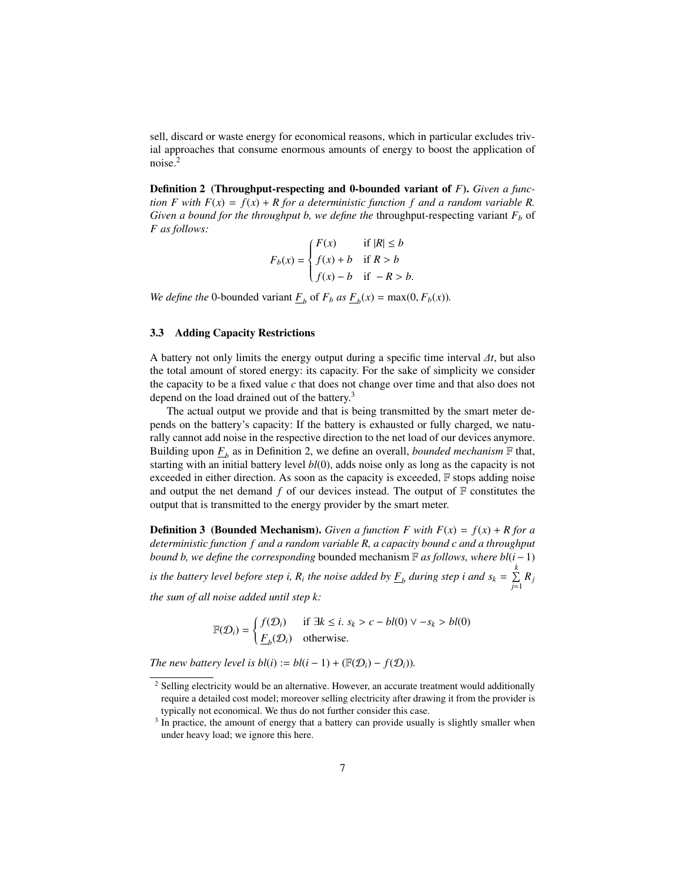sell, discard or waste energy for economical reasons, which in particular excludes trivial approaches that consume enormous amounts of energy to boost the application of noise.[2]

**Definition 2 (Throughput-respecting and 0-bounded variant of $F$).** *Given a function $F$ with $F(x) = f(x) + R$ for a deterministic function $f$ and a random variable $R$. Given a bound for the throughput $b$, we define the* throughput-respecting variant $F_b$ of $F$ *as follows:*

$$F_b(x) = \begin{cases} F(x) & \text{if } |R| \leq b \\ f(x) + b & \text{if } R > b \\ f(x) - b & \text{if } -R > b. \end{cases}$$

*We define the* 0-bounded variant $\underline{F}_b$ of $F_b$ *as* $\underline{F}_b(x) = \max(0, F_b(x))$.

### 3.3 Adding Capacity Restrictions

A battery not only limits the energy output during a specific time interval $\Delta t$, but also the total amount of stored energy: its capacity. For the sake of simplicity we consider the capacity to be a fixed value $c$ that does not change over time and that also does not depend on the load drained out of the battery.[3]

The actual output we provide and that is being transmitted by the smart meter depends on the battery's capacity: If the battery is exhausted or fully charged, we naturally cannot add noise in the respective direction to the net load of our devices anymore. Building upon $\underline{F}_b$ as in Definition 2, we define an overall, *bounded mechanism* $\mathbb{F}$ that, starting with an initial battery level $bl(0)$, adds noise only as long as the capacity is not exceeded in either direction. As soon as the capacity is exceeded, $\mathbb{F}$ stops adding noise and output the net demand $f$ of our devices instead. The output of $\mathbb{F}$ constitutes the output that is transmitted to the energy provider by the smart meter.

**Definition 3 (Bounded Mechanism).** *Given a function $F$ with $F(x) = f(x) + R$ for a deterministic function $f$ and a random variable $R$, a capacity bound $c$ and a throughput bound $b$, we define the corresponding* bounded mechanism $\mathbb{F}$ *as follows, where $bl(i-1)$ is the battery level before step $i$, $R_i$ the noise added by $\underline{F}_b$ during step $i$ and $s_k = \sum_{j=1}^{k} R_j$ the sum of all noise added until step $k$:*

$$\mathbb{F}(\mathcal{D}_i) = \begin{cases} f(\mathcal{D}_i) & \text{if } \exists k \leq i.\ s_k > c - bl(0) \lor -s_k > bl(0) \\ \underline{F}_b(\mathcal{D}_i) & \text{otherwise.} \end{cases}$$

*The new battery level is $bl(i) := bl(i-1) + (\mathbb{F}(\mathcal{D}_i) - f(\mathcal{D}_i))$.*

---

[2] Selling electricity would be an alternative. However, an accurate treatment would additionally require a detailed cost model; moreover selling electricity after drawing it from the provider is typically not economical. We thus do not further consider this case.

[3] In practice, the amount of energy that a battery can provide usually is slightly smaller when under heavy load; we ignore this here.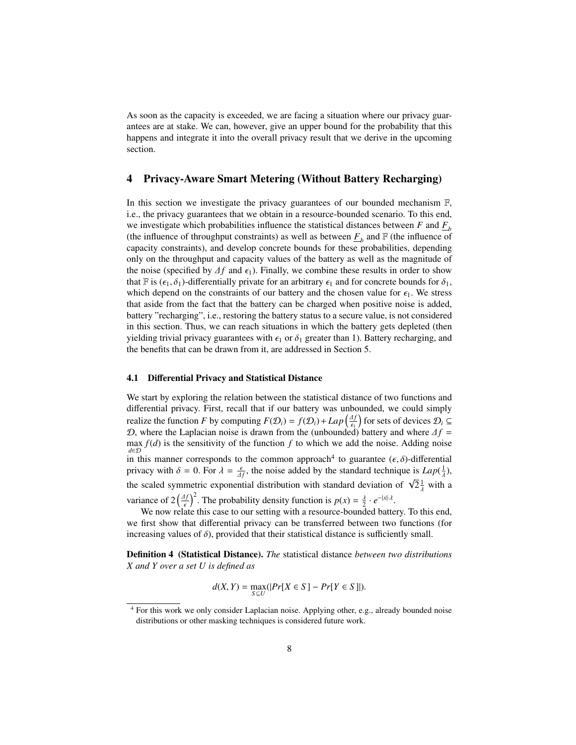As soon as the capacity is exceeded, we are facing a situation where our privacy guarantees are at stake. We can, however, give an upper bound for the probability that this happens and integrate it into the overall privacy result that we derive in the upcoming section.

## 4 Privacy-Aware Smart Metering (Without Battery Recharging)

In this section we investigate the privacy guarantees of our bounded mechanism $\mathbb{F}$, i.e., the privacy guarantees that we obtain in a resource-bounded scenario. To this end, we investigate which probabilities influence the statistical distances between $F$ and $\underline{F}_b$ (the influence of throughput constraints) as well as between $\underline{F}_b$ and $\mathbb{F}$ (the influence of capacity constraints), and develop concrete bounds for these probabilities, depending only on the throughput and capacity values of the battery as well as the magnitude of the noise (specified by $\Delta f$ and $\epsilon_1$). Finally, we combine these results in order to show that $\mathbb{F}$ is $(\epsilon_1, \delta_1)$-differentially private for an arbitrary $\epsilon_1$ and for concrete bounds for $\delta_1$, which depend on the constraints of our battery and the chosen value for $\epsilon_1$. We stress that aside from the fact that the battery can be charged when positive noise is added, battery "recharging", i.e., restoring the battery status to a secure value, is not considered in this section. Thus, we can reach situations in which the battery gets depleted (then yielding trivial privacy guarantees with $\epsilon_1$ or $\delta_1$ greater than 1). Battery recharging, and the benefits that can be drawn from it, are addressed in Section 5.

### 4.1 Differential Privacy and Statistical Distance

We start by exploring the relation between the statistical distance of two functions and differential privacy. First, recall that if our battery was unbounded, we could simply realize the function $F$ by computing $F(\mathcal{D}_i) = f(\mathcal{D}_i) + Lap\left(\frac{\Delta f}{\epsilon_1}\right)$ for sets of devices $\mathcal{D}_i \subseteq \mathcal{D}$, where the Laplacian noise is drawn from the (unbounded) battery and where $\Delta f = \max_{d \in \mathcal{D}} f(d)$ is the sensitivity of the function $f$ to which we add the noise. Adding noise in this manner corresponds to the common approach[4] to guarantee $(\epsilon, \delta)$-differential privacy with $\delta = 0$. For $\lambda = \frac{\epsilon}{\Delta f}$, the noise added by the standard technique is $Lap(\frac{1}{\lambda})$, the scaled symmetric exponential distribution with standard deviation of $\sqrt{2}\frac{1}{\lambda}$ with a variance of $2\left(\frac{\Delta f}{\epsilon}\right)^2$. The probability density function is $p(x) = \frac{\lambda}{2} \cdot e^{-|x| \cdot \lambda}$.

We now relate this case to our setting with a resource-bounded battery. To this end, we first show that differential privacy can be transferred between two functions (for increasing values of $\delta$), provided that their statistical distance is sufficiently small.

**Definition 4 (Statistical Distance).** *The* statistical distance *between two distributions X and Y over a set U is defined as*

$$d(X, Y) = \max_{S \subseteq U}(|Pr[X \in S] - Pr[Y \in S]|).$$

[4] For this work we only consider Laplacian noise. Applying other, e.g., already bounded noise distributions or other masking techniques is considered future work.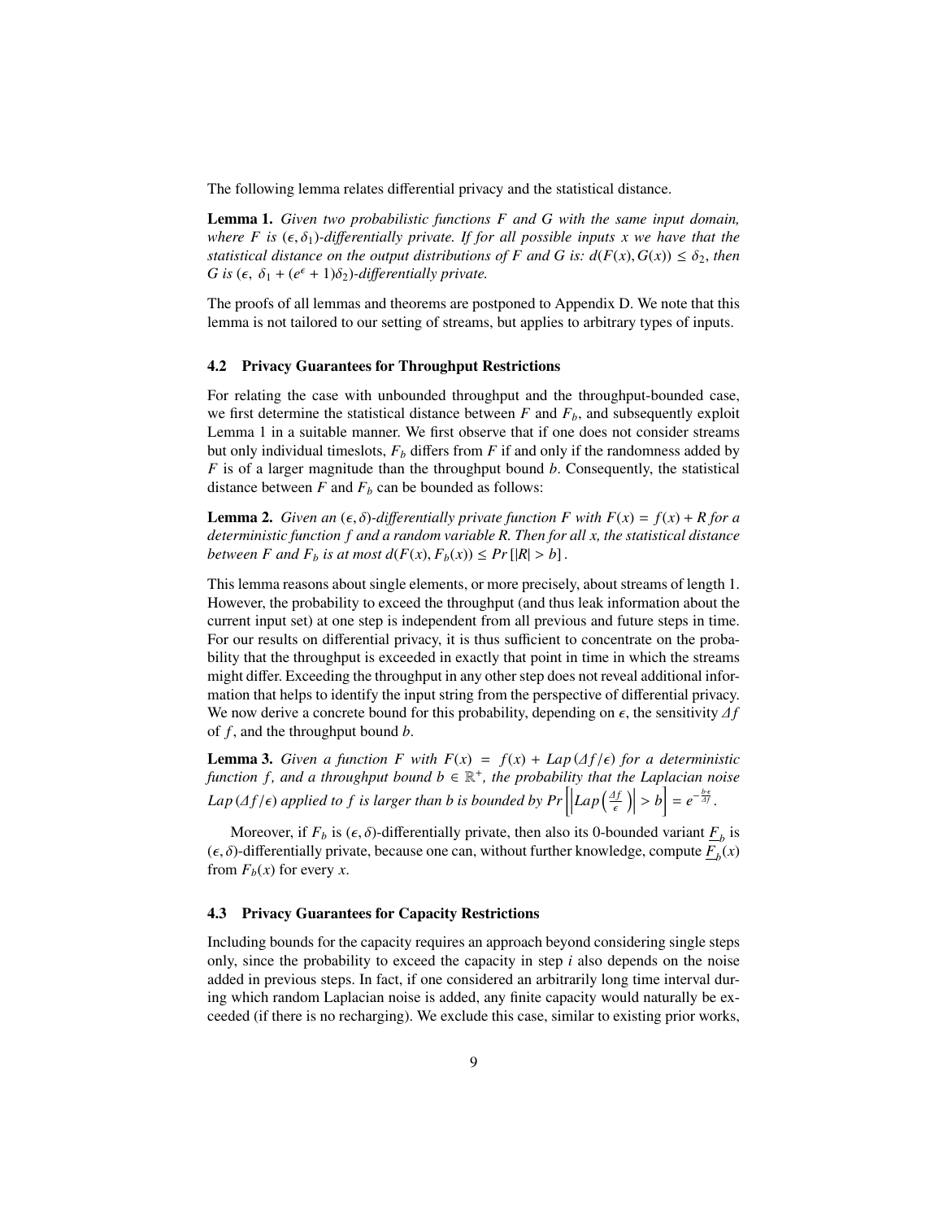The following lemma relates differential privacy and the statistical distance.

**Lemma 1.** *Given two probabilistic functions $F$ and $G$ with the same input domain, where $F$ is $(\epsilon, \delta_1)$-differentially private. If for all possible inputs $x$ we have that the statistical distance on the output distributions of $F$ and $G$ is: $d(F(x), G(x)) \leq \delta_2$, then $G$ is $(\epsilon,\ \delta_1 + (e^{\epsilon} + 1)\delta_2)$-differentially private.*

The proofs of all lemmas and theorems are postponed to Appendix D. We note that this lemma is not tailored to our setting of streams, but applies to arbitrary types of inputs.

### 4.2 Privacy Guarantees for Throughput Restrictions

For relating the case with unbounded throughput and the throughput-bounded case, we first determine the statistical distance between $F$ and $F_b$, and subsequently exploit Lemma 1 in a suitable manner. We first observe that if one does not consider streams but only individual timeslots, $F_b$ differs from $F$ if and only if the randomness added by $F$ is of a larger magnitude than the throughput bound $b$. Consequently, the statistical distance between $F$ and $F_b$ can be bounded as follows:

**Lemma 2.** *Given an $(\epsilon, \delta)$-differentially private function $F$ with $F(x) = f(x) + R$ for a deterministic function $f$ and a random variable $R$. Then for all $x$, the statistical distance between $F$ and $F_b$ is at most $d(F(x), F_b(x)) \leq Pr\left[|R| > b\right]$.*

This lemma reasons about single elements, or more precisely, about streams of length 1. However, the probability to exceed the throughput (and thus leak information about the current input set) at one step is independent from all previous and future steps in time. For our results on differential privacy, it is thus sufficient to concentrate on the probability that the throughput is exceeded in exactly that point in time in which the streams might differ. Exceeding the throughput in any other step does not reveal additional information that helps to identify the input string from the perspective of differential privacy. We now derive a concrete bound for this probability, depending on $\epsilon$, the sensitivity $\Delta f$ of $f$, and the throughput bound $b$.

**Lemma 3.** *Given a function $F$ with $F(x) = f(x) + Lap\left(\Delta f/\epsilon\right)$ for a deterministic function $f$, and a throughput bound $b \in \mathbb{R}^+$, the probability that the Laplacian noise $Lap\left(\Delta f/\epsilon\right)$ applied to $f$ is larger than $b$ is bounded by $Pr\left[\left|Lap\left(\frac{\Delta f}{\epsilon}\right)\right| > b\right] = e^{-\frac{b \cdot \epsilon}{\Delta f}}$.*

Moreover, if $F_b$ is $(\epsilon, \delta)$-differentially private, then also its 0-bounded variant $\underline{F}_b$ is $(\epsilon, \delta)$-differentially private, because one can, without further knowledge, compute $\underline{F}_b(x)$ from $F_b(x)$ for every $x$.

### 4.3 Privacy Guarantees for Capacity Restrictions

Including bounds for the capacity requires an approach beyond considering single steps only, since the probability to exceed the capacity in step $i$ also depends on the noise added in previous steps. In fact, if one considered an arbitrarily long time interval during which random Laplacian noise is added, any finite capacity would naturally be exceeded (if there is no recharging). We exclude this case, similar to existing prior works,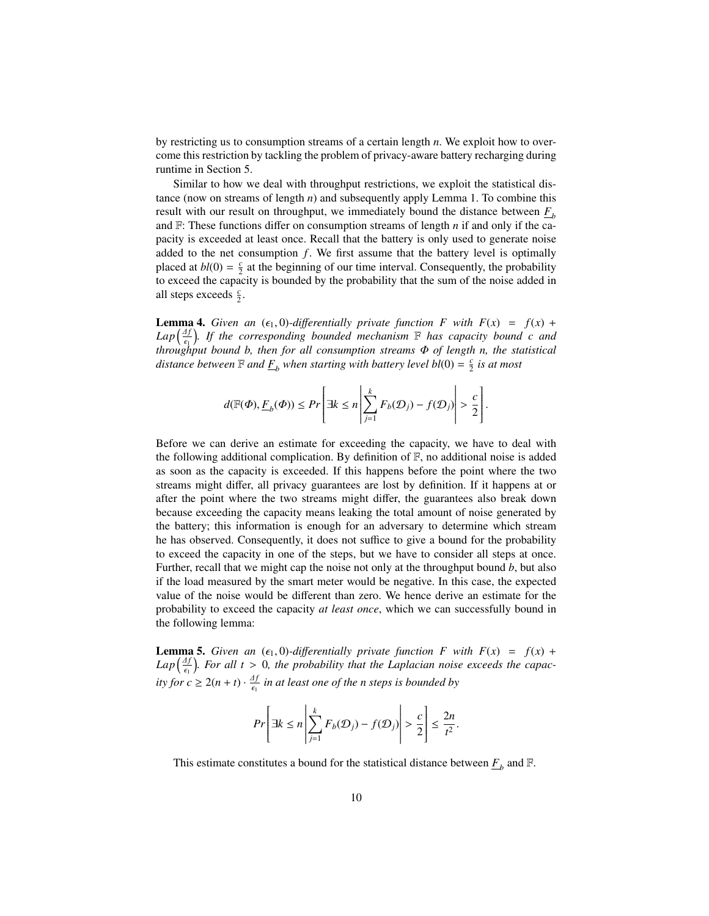by restricting us to consumption streams of a certain length $n$. We exploit how to overcome this restriction by tackling the problem of privacy-aware battery recharging during runtime in Section 5.

Similar to how we deal with throughput restrictions, we exploit the statistical distance (now on streams of length $n$) and subsequently apply Lemma 1. To combine this result with our result on throughput, we immediately bound the distance between $\underline{F}_b$ and $\mathbb{F}$: These functions differ on consumption streams of length $n$ if and only if the capacity is exceeded at least once. Recall that the battery is only used to generate noise added to the net consumption $f$. We first assume that the battery level is optimally placed at $bl(0) = \frac{c}{2}$ at the beginning of our time interval. Consequently, the probability to exceed the capacity is bounded by the probability that the sum of the noise added in all steps exceeds $\frac{c}{2}$.

**Lemma 4.** *Given an $(\epsilon_1, 0)$-differentially private function $F$ with $F(x) = f(x) + Lap\left(\frac{\Delta f}{\epsilon_1}\right)$. If the corresponding bounded mechanism $\mathbb{F}$ has capacity bound $c$ and throughput bound $b$, then for all consumption streams $\Phi$ of length $n$, the statistical distance between $\mathbb{F}$ and $\underline{F}_b$ when starting with battery level $bl(0) = \frac{c}{2}$ is at most*

$$d(\mathbb{F}(\Phi), \underline{F}_b(\Phi)) \leq Pr\left[\exists k \leq n \left| \sum_{j=1}^{k} F_b(\mathcal{D}_j) - f(\mathcal{D}_j) \right| > \frac{c}{2}\right].$$

Before we can derive an estimate for exceeding the capacity, we have to deal with the following additional complication. By definition of $\mathbb{F}$, no additional noise is added as soon as the capacity is exceeded. If this happens before the point where the two streams might differ, all privacy guarantees are lost by definition. If it happens at or after the point where the two streams might differ, the guarantees also break down because exceeding the capacity means leaking the total amount of noise generated by the battery; this information is enough for an adversary to determine which stream he has observed. Consequently, it does not suffice to give a bound for the probability to exceed the capacity in one of the steps, but we have to consider all steps at once. Further, recall that we might cap the noise not only at the throughput bound $b$, but also if the load measured by the smart meter would be negative. In this case, the expected value of the noise would be different than zero. We hence derive an estimate for the probability to exceed the capacity *at least once*, which we can successfully bound in the following lemma:

**Lemma 5.** *Given an $(\epsilon_1, 0)$-differentially private function $F$ with $F(x) = f(x) + Lap\left(\frac{\Delta f}{\epsilon_1}\right)$. For all $t > 0$, the probability that the Laplacian noise exceeds the capacity for $c \geq 2(n + t) \cdot \frac{\Delta f}{\epsilon_1}$ in at least one of the $n$ steps is bounded by*

$$Pr\left[\exists k \leq n \left| \sum_{j=1}^{k} F_b(\mathcal{D}_j) - f(\mathcal{D}_j) \right| > \frac{c}{2}\right] \leq \frac{2n}{t^2}.$$

This estimate constitutes a bound for the statistical distance between $\underline{F}_b$ and $\mathbb{F}$.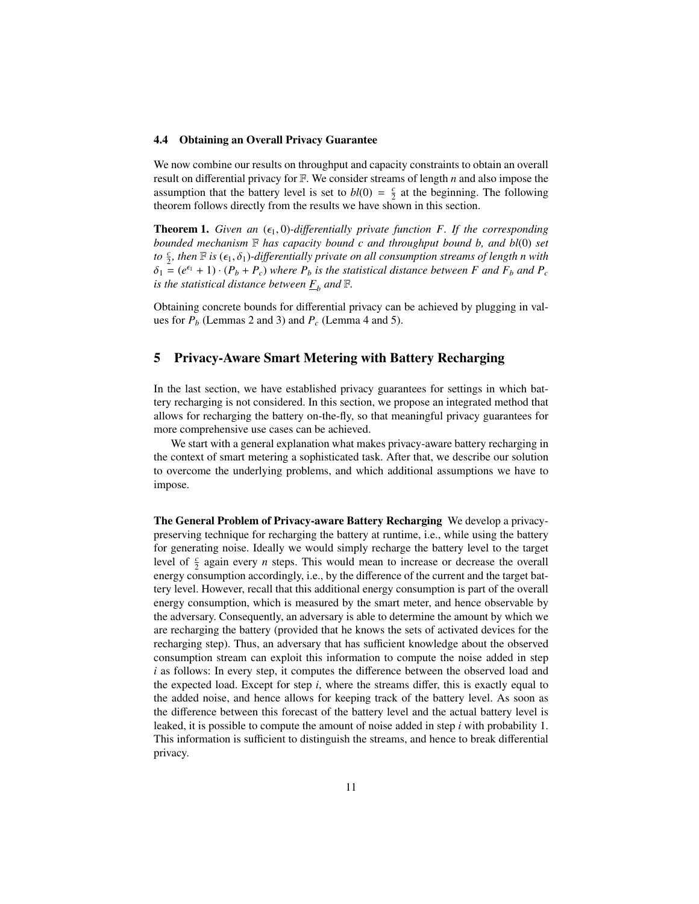### 4.4 Obtaining an Overall Privacy Guarantee

We now combine our results on throughput and capacity constraints to obtain an overall result on differential privacy for $\mathbb{F}$. We consider streams of length $n$ and also impose the assumption that the battery level is set to $bl(0) = \frac{c}{2}$ at the beginning. The following theorem follows directly from the results we have shown in this section.

**Theorem 1.** *Given an $(\epsilon_1, 0)$-differentially private function $F$. If the corresponding bounded mechanism $\mathbb{F}$ has capacity bound $c$ and throughput bound $b$, and $bl(0)$ set to $\frac{c}{2}$, then $\mathbb{F}$ is $(\epsilon_1, \delta_1)$-differentially private on all consumption streams of length $n$ with $\delta_1 = (e^{\epsilon_1} + 1) \cdot (P_b + P_c)$ where $P_b$ is the statistical distance between $F$ and $F_b$ and $P_c$ is the statistical distance between $\underline{F}_b$ and $\mathbb{F}$.*

Obtaining concrete bounds for differential privacy can be achieved by plugging in values for $P_b$ (Lemmas 2 and 3) and $P_c$ (Lemma 4 and 5).

## 5 Privacy-Aware Smart Metering with Battery Recharging

In the last section, we have established privacy guarantees for settings in which battery recharging is not considered. In this section, we propose an integrated method that allows for recharging the battery on-the-fly, so that meaningful privacy guarantees for more comprehensive use cases can be achieved.

We start with a general explanation what makes privacy-aware battery recharging in the context of smart metering a sophisticated task. After that, we describe our solution to overcome the underlying problems, and which additional assumptions we have to impose.

**The General Problem of Privacy-aware Battery Recharging** We develop a privacy-preserving technique for recharging the battery at runtime, i.e., while using the battery for generating noise. Ideally we would simply recharge the battery level to the target level of $\frac{c}{2}$ again every $n$ steps. This would mean to increase or decrease the overall energy consumption accordingly, i.e., by the difference of the current and the target battery level. However, recall that this additional energy consumption is part of the overall energy consumption, which is measured by the smart meter, and hence observable by the adversary. Consequently, an adversary is able to determine the amount by which we are recharging the battery (provided that he knows the sets of activated devices for the recharging step). Thus, an adversary that has sufficient knowledge about the observed consumption stream can exploit this information to compute the noise added in step $i$ as follows: In every step, it computes the difference between the observed load and the expected load. Except for step $i$, where the streams differ, this is exactly equal to the added noise, and hence allows for keeping track of the battery level. As soon as the difference between this forecast of the battery level and the actual battery level is leaked, it is possible to compute the amount of noise added in step $i$ with probability 1. This information is sufficient to distinguish the streams, and hence to break differential privacy.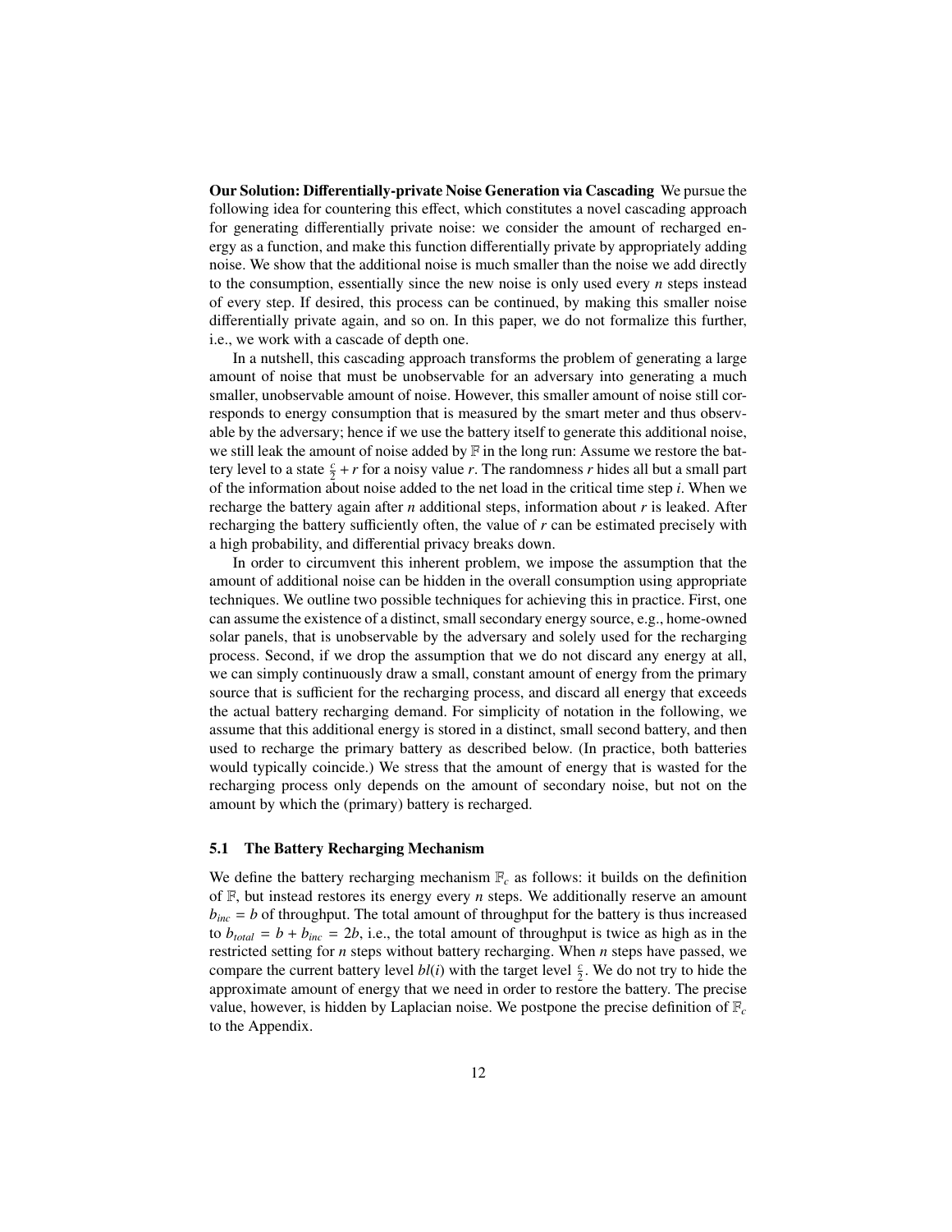**Our Solution: Differentially-private Noise Generation via Cascading** We pursue the following idea for countering this effect, which constitutes a novel cascading approach for generating differentially private noise: we consider the amount of recharged energy as a function, and make this function differentially private by appropriately adding noise. We show that the additional noise is much smaller than the noise we add directly to the consumption, essentially since the new noise is only used every $n$ steps instead of every step. If desired, this process can be continued, by making this smaller noise differentially private again, and so on. In this paper, we do not formalize this further, i.e., we work with a cascade of depth one.

In a nutshell, this cascading approach transforms the problem of generating a large amount of noise that must be unobservable for an adversary into generating a much smaller, unobservable amount of noise. However, this smaller amount of noise still corresponds to energy consumption that is measured by the smart meter and thus observable by the adversary; hence if we use the battery itself to generate this additional noise, we still leak the amount of noise added by $\mathbb{F}$ in the long run: Assume we restore the battery level to a state $\frac{c}{2} + r$ for a noisy value $r$. The randomness $r$ hides all but a small part of the information about noise added to the net load in the critical time step $i$. When we recharge the battery again after $n$ additional steps, information about $r$ is leaked. After recharging the battery sufficiently often, the value of $r$ can be estimated precisely with a high probability, and differential privacy breaks down.

In order to circumvent this inherent problem, we impose the assumption that the amount of additional noise can be hidden in the overall consumption using appropriate techniques. We outline two possible techniques for achieving this in practice. First, one can assume the existence of a distinct, small secondary energy source, e.g., home-owned solar panels, that is unobservable by the adversary and solely used for the recharging process. Second, if we drop the assumption that we do not discard any energy at all, we can simply continuously draw a small, constant amount of energy from the primary source that is sufficient for the recharging process, and discard all energy that exceeds the actual battery recharging demand. For simplicity of notation in the following, we assume that this additional energy is stored in a distinct, small second battery, and then used to recharge the primary battery as described below. (In practice, both batteries would typically coincide.) We stress that the amount of energy that is wasted for the recharging process only depends on the amount of secondary noise, but not on the amount by which the (primary) battery is recharged.

### 5.1 The Battery Recharging Mechanism

We define the battery recharging mechanism $\mathbb{F}_c$ as follows: it builds on the definition of $\mathbb{F}$, but instead restores its energy every $n$ steps. We additionally reserve an amount $b_{inc} = b$ of throughput. The total amount of throughput for the battery is thus increased to $b_{total} = b + b_{inc} = 2b$, i.e., the total amount of throughput is twice as high as in the restricted setting for $n$ steps without battery recharging. When $n$ steps have passed, we compare the current battery level $bl(i)$ with the target level $\frac{c}{2}$. We do not try to hide the approximate amount of energy that we need in order to restore the battery. The precise value, however, is hidden by Laplacian noise. We postpone the precise definition of $\mathbb{F}_c$ to the Appendix.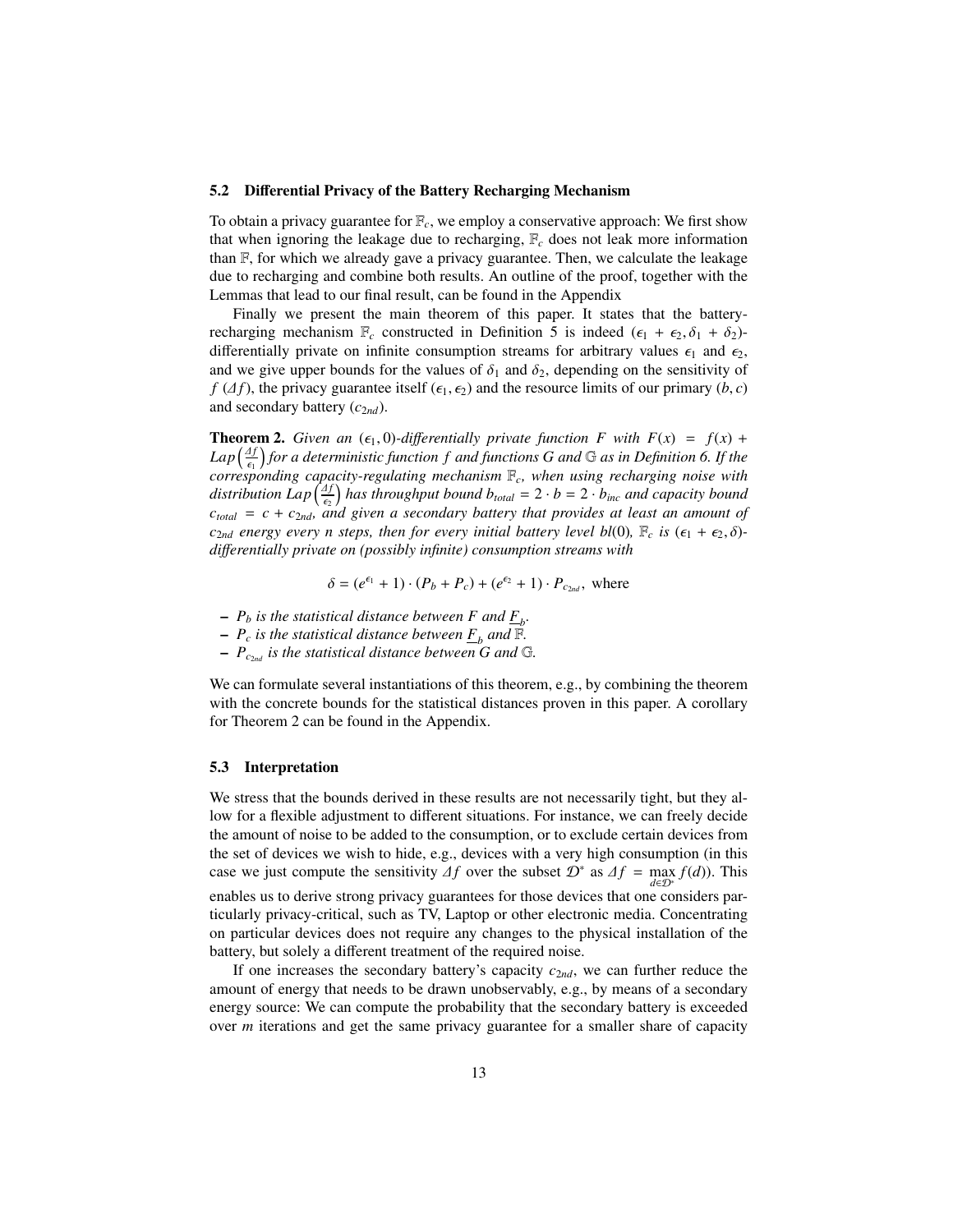### 5.2 Differential Privacy of the Battery Recharging Mechanism

To obtain a privacy guarantee for $\mathbb{F}_c$, we employ a conservative approach: We first show that when ignoring the leakage due to recharging, $\mathbb{F}_c$ does not leak more information than $\mathbb{F}$, for which we already gave a privacy guarantee. Then, we calculate the leakage due to recharging and combine both results. An outline of the proof, together with the Lemmas that lead to our final result, can be found in the Appendix

Finally we present the main theorem of this paper. It states that the battery-recharging mechanism $\mathbb{F}_c$ constructed in Definition 5 is indeed $(\epsilon_1 + \epsilon_2, \delta_1 + \delta_2)$-differentially private on infinite consumption streams for arbitrary values $\epsilon_1$ and $\epsilon_2$, and we give upper bounds for the values of $\delta_1$ and $\delta_2$, depending on the sensitivity of $f$ $(\Delta f)$, the privacy guarantee itself $(\epsilon_1, \epsilon_2)$ and the resource limits of our primary $(b, c)$ and secondary battery $(c_{2nd})$.

**Theorem 2.** *Given an $(\epsilon_1, 0)$-differentially private function $F$ with $F(x) = f(x) + Lap\left(\frac{\Delta f}{\epsilon_1}\right)$ for a deterministic function $f$ and functions $G$ and $\mathbb{G}$ as in Definition 6. If the corresponding capacity-regulating mechanism $\mathbb{F}_c$, when using recharging noise with distribution $Lap\left(\frac{\Delta f}{\epsilon_2}\right)$ has throughput bound $b_{total} = 2 \cdot b = 2 \cdot b_{inc}$ and capacity bound $c_{total} = c + c_{2nd}$, and given a secondary battery that provides at least an amount of $c_{2nd}$ energy every $n$ steps, then for every initial battery level $bl(0)$, $\mathbb{F}_c$ is $(\epsilon_1 + \epsilon_2, \delta)$-differentially private on (possibly infinite) consumption streams with*

$$\delta = (e^{\epsilon_1} + 1) \cdot (P_b + P_c) + (e^{\epsilon_2} + 1) \cdot P_{c_{2nd}}, \text{ where}$$

- *$P_b$ is the statistical distance between $F$ and $\underline{F}_b$.*
- *$P_c$ is the statistical distance between $\underline{F}_b$ and $\mathbb{F}$.*
- *$P_{c_{2nd}}$ is the statistical distance between $G$ and $\mathbb{G}$.*

We can formulate several instantiations of this theorem, e.g., by combining the theorem with the concrete bounds for the statistical distances proven in this paper. A corollary for Theorem 2 can be found in the Appendix.

### 5.3 Interpretation

We stress that the bounds derived in these results are not necessarily tight, but they allow for a flexible adjustment to different situations. For instance, we can freely decide the amount of noise to be added to the consumption, or to exclude certain devices from the set of devices we wish to hide, e.g., devices with a very high consumption (in this case we just compute the sensitivity $\Delta f$ over the subset $\mathcal{D}^*$ as $\Delta f = \max_{d \in \mathcal{D}^*} f(d)$). This enables us to derive strong privacy guarantees for those devices that one considers particularly privacy-critical, such as TV, Laptop or other electronic media. Concentrating on particular devices does not require any changes to the physical installation of the battery, but solely a different treatment of the required noise.

If one increases the secondary battery's capacity $c_{2nd}$, we can further reduce the amount of energy that needs to be drawn unobservably, e.g., by means of a secondary energy source: We can compute the probability that the secondary battery is exceeded over $m$ iterations and get the same privacy guarantee for a smaller share of capacity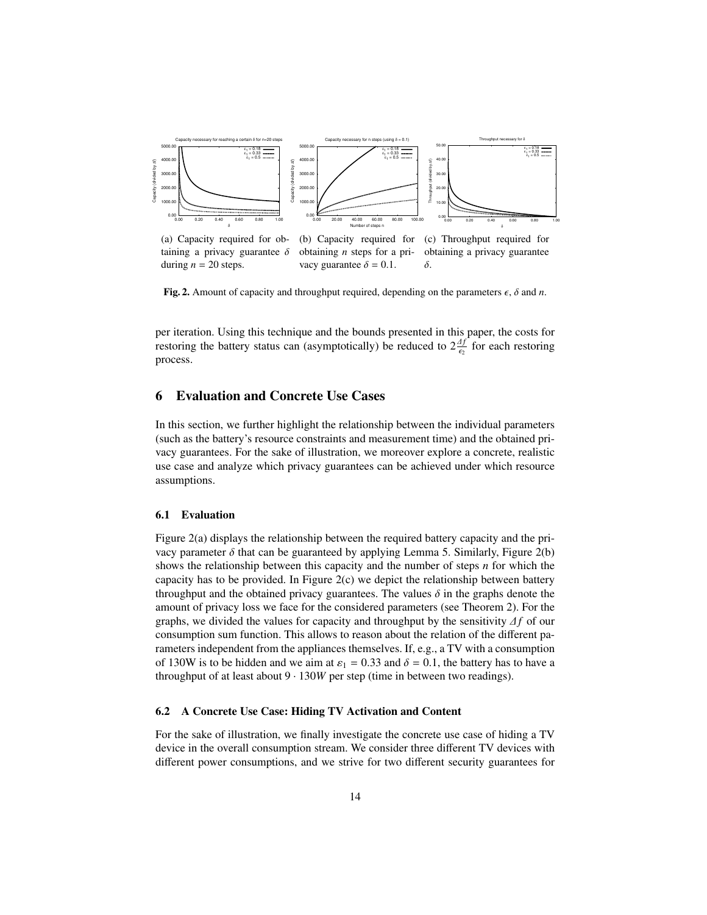(a) Capacity required for obtaining a privacy guarantee $\delta$ during $n = 20$ steps.

(b) Capacity required for obtaining $n$ steps for a privacy guarantee $\delta = 0.1$.

(c) Throughput required for obtaining a privacy guarantee $\delta$.

**Fig. 2.** Amount of capacity and throughput required, depending on the parameters $\epsilon$, $\delta$ and $n$.

per iteration. Using this technique and the bounds presented in this paper, the costs for restoring the battery status can (asymptotically) be reduced to $2\frac{\Delta f}{\epsilon_2}$ for each restoring process.

## 6 Evaluation and Concrete Use Cases

In this section, we further highlight the relationship between the individual parameters (such as the battery's resource constraints and measurement time) and the obtained privacy guarantees. For the sake of illustration, we moreover explore a concrete, realistic use case and analyze which privacy guarantees can be achieved under which resource assumptions.

### 6.1 Evaluation

Figure 2(a) displays the relationship between the required battery capacity and the privacy parameter $\delta$ that can be guaranteed by applying Lemma 5. Similarly, Figure 2(b) shows the relationship between this capacity and the number of steps $n$ for which the capacity has to be provided. In Figure 2(c) we depict the relationship between battery throughput and the obtained privacy guarantees. The values $\delta$ in the graphs denote the amount of privacy loss we face for the considered parameters (see Theorem 2). For the graphs, we divided the values for capacity and throughput by the sensitivity $\Delta f$ of our consumption sum function. This allows to reason about the relation of the different parameters independent from the appliances themselves. If, e.g., a TV with a consumption of 130W is to be hidden and we aim at $\varepsilon_1 = 0.33$ and $\delta = 0.1$, the battery has to have a throughput of at least about $9 \cdot 130W$ per step (time in between two readings).

### 6.2 A Concrete Use Case: Hiding TV Activation and Content

For the sake of illustration, we finally investigate the concrete use case of hiding a TV device in the overall consumption stream. We consider three different TV devices with different power consumptions, and we strive for two different security guarantees for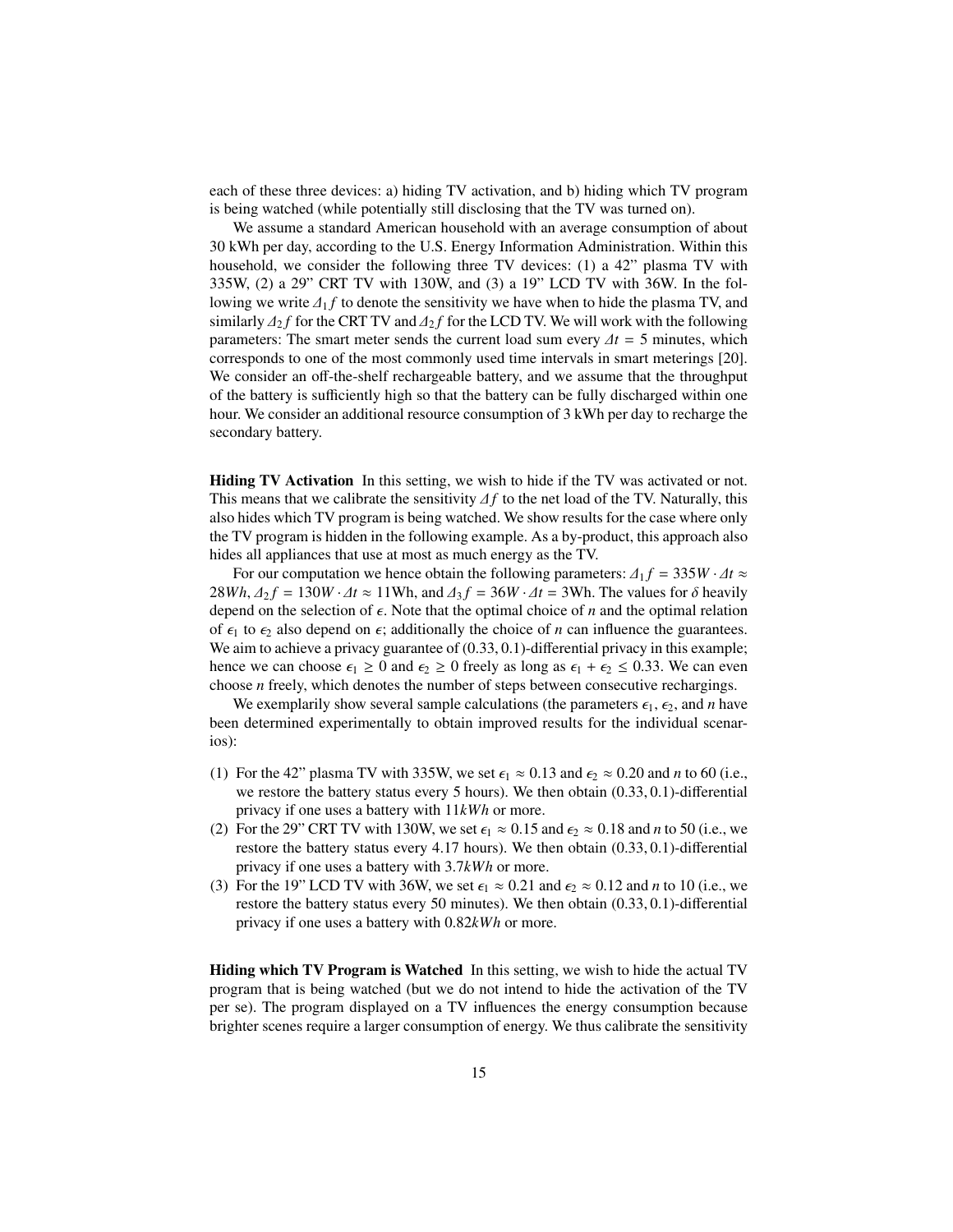each of these three devices: a) hiding TV activation, and b) hiding which TV program is being watched (while potentially still disclosing that the TV was turned on).

We assume a standard American household with an average consumption of about 30 kWh per day, according to the U.S. Energy Information Administration. Within this household, we consider the following three TV devices: (1) a 42" plasma TV with 335W, (2) a 29" CRT TV with 130W, and (3) a 19" LCD TV with 36W. In the following we write $\Delta_1 f$ to denote the sensitivity we have when to hide the plasma TV, and similarly $\Delta_2 f$ for the CRT TV and $\Delta_2 f$ for the LCD TV. We will work with the following parameters: The smart meter sends the current load sum every $\Delta t = 5$ minutes, which corresponds to one of the most commonly used time intervals in smart meterings [20]. We consider an off-the-shelf rechargeable battery, and we assume that the throughput of the battery is sufficiently high so that the battery can be fully discharged within one hour. We consider an additional resource consumption of 3 kWh per day to recharge the secondary battery.

**Hiding TV Activation** In this setting, we wish to hide if the TV was activated or not. This means that we calibrate the sensitivity $\Delta f$ to the net load of the TV. Naturally, this also hides which TV program is being watched. We show results for the case where only the TV program is hidden in the following example. As a by-product, this approach also hides all appliances that use at most as much energy as the TV.

For our computation we hence obtain the following parameters: $\Delta_1 f = 335W \cdot \Delta t \approx 28Wh$, $\Delta_2 f = 130W \cdot \Delta t \approx 11$Wh, and $\Delta_3 f = 36W \cdot \Delta t = 3$Wh. The values for $\delta$ heavily depend on the selection of $\epsilon$. Note that the optimal choice of $n$ and the optimal relation of $\epsilon_1$ to $\epsilon_2$ also depend on $\epsilon$; additionally the choice of $n$ can influence the guarantees. We aim to achieve a privacy guarantee of $(0.33, 0.1)$-differential privacy in this example; hence we can choose $\epsilon_1 \geq 0$ and $\epsilon_2 \geq 0$ freely as long as $\epsilon_1 + \epsilon_2 \leq 0.33$. We can even choose $n$ freely, which denotes the number of steps between consecutive rechargings.

We exemplarily show several sample calculations (the parameters $\epsilon_1$, $\epsilon_2$, and $n$ have been determined experimentally to obtain improved results for the individual scenarios):

(1) For the 42" plasma TV with 335W, we set $\epsilon_1 \approx 0.13$ and $\epsilon_2 \approx 0.20$ and $n$ to 60 (i.e., we restore the battery status every 5 hours). We then obtain $(0.33, 0.1)$-differential privacy if one uses a battery with $11kWh$ or more.
(2) For the 29" CRT TV with 130W, we set $\epsilon_1 \approx 0.15$ and $\epsilon_2 \approx 0.18$ and $n$ to 50 (i.e., we restore the battery status every 4.17 hours). We then obtain $(0.33, 0.1)$-differential privacy if one uses a battery with $3.7kWh$ or more.
(3) For the 19" LCD TV with 36W, we set $\epsilon_1 \approx 0.21$ and $\epsilon_2 \approx 0.12$ and $n$ to 10 (i.e., we restore the battery status every 50 minutes). We then obtain $(0.33, 0.1)$-differential privacy if one uses a battery with $0.82kWh$ or more.

**Hiding which TV Program is Watched** In this setting, we wish to hide the actual TV program that is being watched (but we do not intend to hide the activation of the TV per se). The program displayed on a TV influences the energy consumption because brighter scenes require a larger consumption of energy. We thus calibrate the sensitivity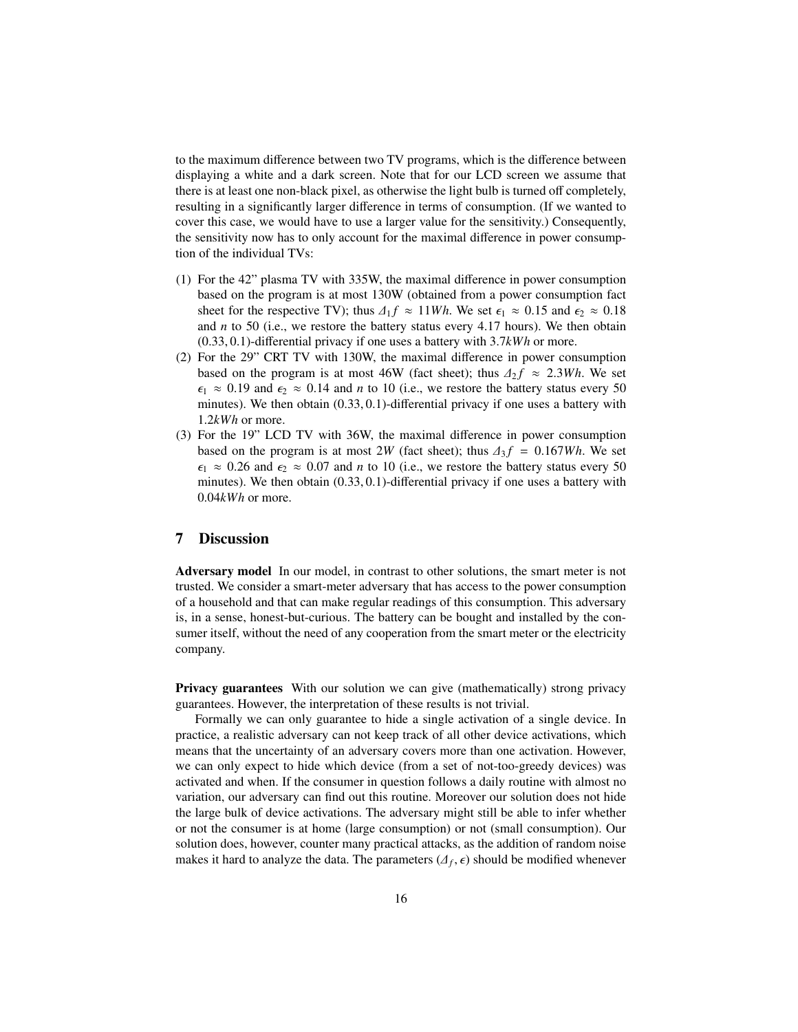to the maximum difference between two TV programs, which is the difference between displaying a white and a dark screen. Note that for our LCD screen we assume that there is at least one non-black pixel, as otherwise the light bulb is turned off completely, resulting in a significantly larger difference in terms of consumption. (If we wanted to cover this case, we would have to use a larger value for the sensitivity.) Consequently, the sensitivity now has to only account for the maximal difference in power consumption of the individual TVs:

(1) For the 42” plasma TV with 335W, the maximal difference in power consumption based on the program is at most 130W (obtained from a power consumption fact sheet for the respective TV); thus $\Delta_1 f \approx 11Wh$. We set $\epsilon_1 \approx 0.15$ and $\epsilon_2 \approx 0.18$ and $n$ to 50 (i.e., we restore the battery status every 4.17 hours). We then obtain $(0.33, 0.1)$-differential privacy if one uses a battery with $3.7kWh$ or more.
(2) For the 29” CRT TV with 130W, the maximal difference in power consumption based on the program is at most 46W (fact sheet); thus $\Delta_2 f \approx 2.3Wh$. We set $\epsilon_1 \approx 0.19$ and $\epsilon_2 \approx 0.14$ and $n$ to 10 (i.e., we restore the battery status every 50 minutes). We then obtain $(0.33, 0.1)$-differential privacy if one uses a battery with $1.2kWh$ or more.
(3) For the 19” LCD TV with 36W, the maximal difference in power consumption based on the program is at most $2W$ (fact sheet); thus $\Delta_3 f = 0.167Wh$. We set $\epsilon_1 \approx 0.26$ and $\epsilon_2 \approx 0.07$ and $n$ to 10 (i.e., we restore the battery status every 50 minutes). We then obtain $(0.33, 0.1)$-differential privacy if one uses a battery with $0.04kWh$ or more.

## 7 Discussion

**Adversary model** In our model, in contrast to other solutions, the smart meter is not trusted. We consider a smart-meter adversary that has access to the power consumption of a household and that can make regular readings of this consumption. This adversary is, in a sense, honest-but-curious. The battery can be bought and installed by the consumer itself, without the need of any cooperation from the smart meter or the electricity company.

**Privacy guarantees** With our solution we can give (mathematically) strong privacy guarantees. However, the interpretation of these results is not trivial.

Formally we can only guarantee to hide a single activation of a single device. In practice, a realistic adversary can not keep track of all other device activations, which means that the uncertainty of an adversary covers more than one activation. However, we can only expect to hide which device (from a set of not-too-greedy devices) was activated and when. If the consumer in question follows a daily routine with almost no variation, our adversary can find out this routine. Moreover our solution does not hide the large bulk of device activations. The adversary might still be able to infer whether or not the consumer is at home (large consumption) or not (small consumption). Our solution does, however, counter many practical attacks, as the addition of random noise makes it hard to analyze the data. The parameters $(\Delta_f, \epsilon)$ should be modified whenever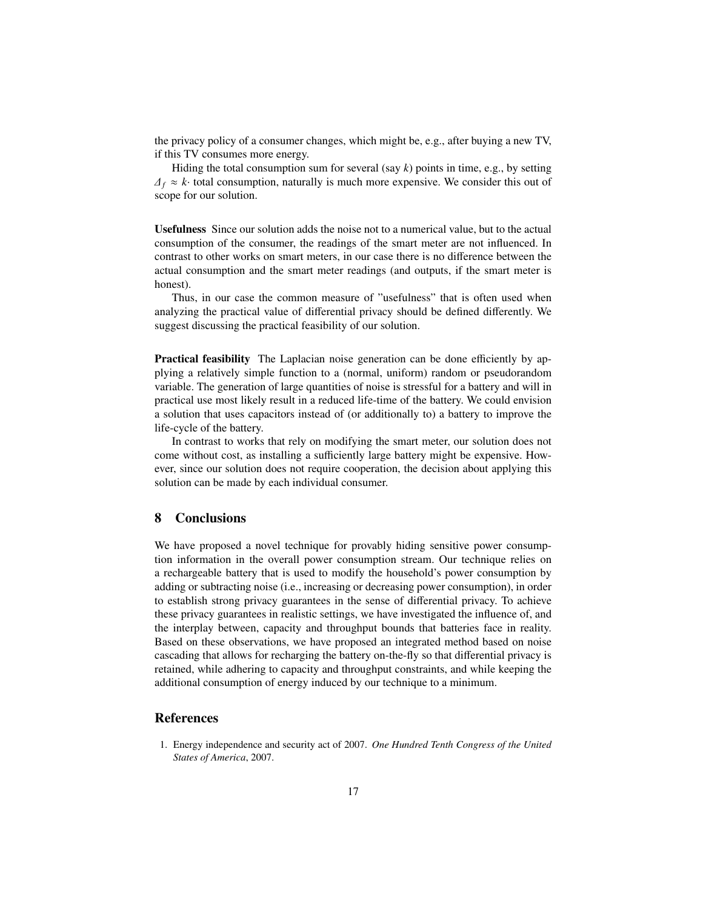the privacy policy of a consumer changes, which might be, e.g., after buying a new TV, if this TV consumes more energy.

Hiding the total consumption sum for several (say $k$) points in time, e.g., by setting $\Delta_f \approx k\cdot$ total consumption, naturally is much more expensive. We consider this out of scope for our solution.

**Usefulness** Since our solution adds the noise not to a numerical value, but to the actual consumption of the consumer, the readings of the smart meter are not influenced. In contrast to other works on smart meters, in our case there is no difference between the actual consumption and the smart meter readings (and outputs, if the smart meter is honest).

Thus, in our case the common measure of "usefulness" that is often used when analyzing the practical value of differential privacy should be defined differently. We suggest discussing the practical feasibility of our solution.

**Practical feasibility** The Laplacian noise generation can be done efficiently by applying a relatively simple function to a (normal, uniform) random or pseudorandom variable. The generation of large quantities of noise is stressful for a battery and will in practical use most likely result in a reduced life-time of the battery. We could envision a solution that uses capacitors instead of (or additionally to) a battery to improve the life-cycle of the battery.

In contrast to works that rely on modifying the smart meter, our solution does not come without cost, as installing a sufficiently large battery might be expensive. However, since our solution does not require cooperation, the decision about applying this solution can be made by each individual consumer.

## 8 Conclusions

We have proposed a novel technique for provably hiding sensitive power consumption information in the overall power consumption stream. Our technique relies on a rechargeable battery that is used to modify the household's power consumption by adding or subtracting noise (i.e., increasing or decreasing power consumption), in order to establish strong privacy guarantees in the sense of differential privacy. To achieve these privacy guarantees in realistic settings, we have investigated the influence of, and the interplay between, capacity and throughput bounds that batteries face in reality. Based on these observations, we have proposed an integrated method based on noise cascading that allows for recharging the battery on-the-fly so that differential privacy is retained, while adhering to capacity and throughput constraints, and while keeping the additional consumption of energy induced by our technique to a minimum.

## References

1. Energy independence and security act of 2007. *One Hundred Tenth Congress of the United States of America*, 2007.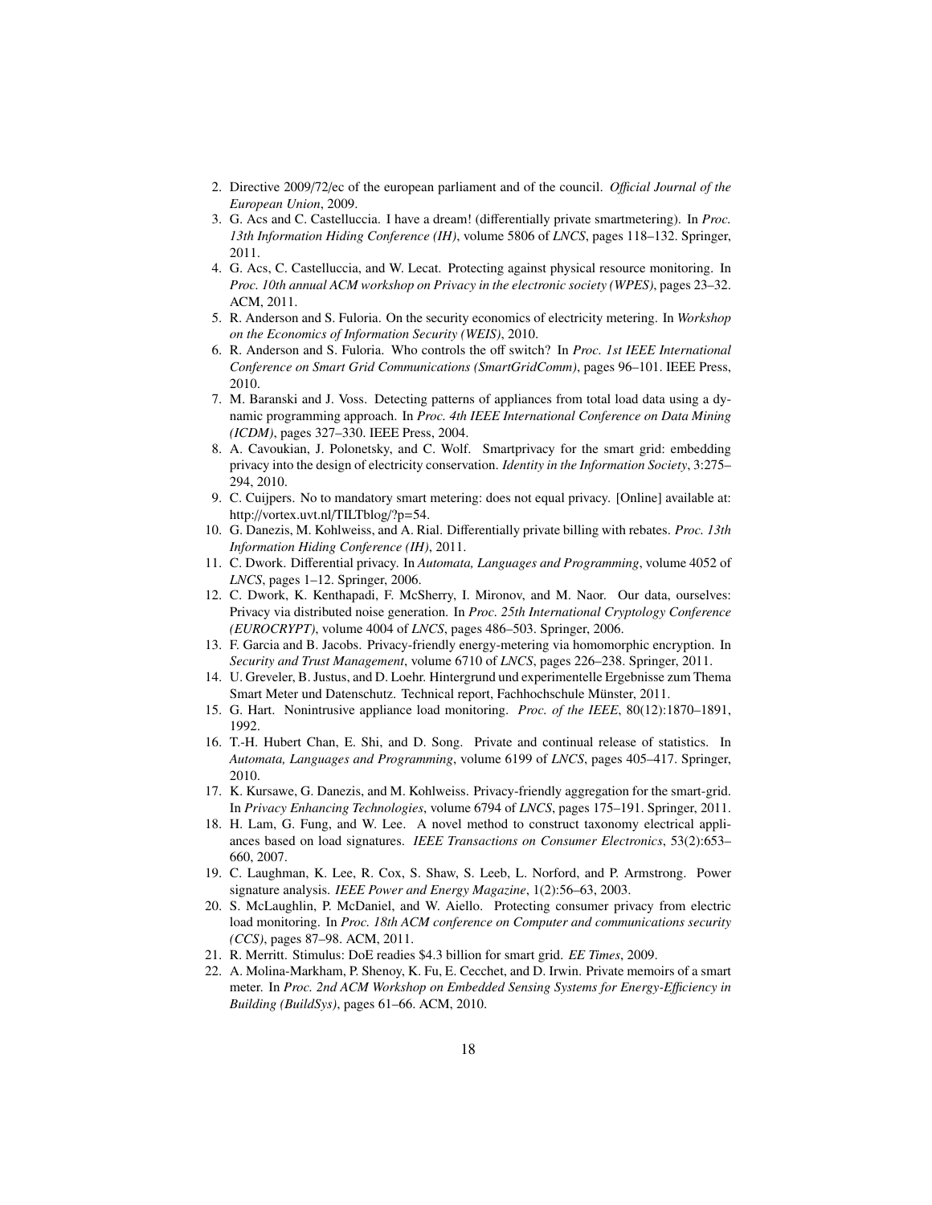2. Directive 2009/72/ec of the european parliament and of the council. *Official Journal of the European Union*, 2009.
3. G. Acs and C. Castelluccia. I have a dream! (differentially private smartmetering). In *Proc. 13th Information Hiding Conference (IH)*, volume 5806 of *LNCS*, pages 118–132. Springer, 2011.
4. G. Acs, C. Castelluccia, and W. Lecat. Protecting against physical resource monitoring. In *Proc. 10th annual ACM workshop on Privacy in the electronic society (WPES)*, pages 23–32. ACM, 2011.
5. R. Anderson and S. Fuloria. On the security economics of electricity metering. In *Workshop on the Economics of Information Security (WEIS)*, 2010.
6. R. Anderson and S. Fuloria. Who controls the off switch? In *Proc. 1st IEEE International Conference on Smart Grid Communications (SmartGridComm)*, pages 96–101. IEEE Press, 2010.
7. M. Baranski and J. Voss. Detecting patterns of appliances from total load data using a dynamic programming approach. In *Proc. 4th IEEE International Conference on Data Mining (ICDM)*, pages 327–330. IEEE Press, 2004.
8. A. Cavoukian, J. Polonetsky, and C. Wolf. Smartprivacy for the smart grid: embedding privacy into the design of electricity conservation. *Identity in the Information Society*, 3:275–294, 2010.
9. C. Cuijpers. No to mandatory smart metering: does not equal privacy. [Online] available at: http://vortex.uvt.nl/TILTblog/?p=54.
10. G. Danezis, M. Kohlweiss, and A. Rial. Differentially private billing with rebates. *Proc. 13th Information Hiding Conference (IH)*, 2011.
11. C. Dwork. Differential privacy. In *Automata, Languages and Programming*, volume 4052 of *LNCS*, pages 1–12. Springer, 2006.
12. C. Dwork, K. Kenthapadi, F. McSherry, I. Mironov, and M. Naor. Our data, ourselves: Privacy via distributed noise generation. In *Proc. 25th International Cryptology Conference (EUROCRYPT)*, volume 4004 of *LNCS*, pages 486–503. Springer, 2006.
13. F. Garcia and B. Jacobs. Privacy-friendly energy-metering via homomorphic encryption. In *Security and Trust Management*, volume 6710 of *LNCS*, pages 226–238. Springer, 2011.
14. U. Greveler, B. Justus, and D. Loehr. Hintergrund und experimentelle Ergebnisse zum Thema Smart Meter und Datenschutz. Technical report, Fachhochschule Münster, 2011.
15. G. Hart. Nonintrusive appliance load monitoring. *Proc. of the IEEE*, 80(12):1870–1891, 1992.
16. T.-H. Hubert Chan, E. Shi, and D. Song. Private and continual release of statistics. In *Automata, Languages and Programming*, volume 6199 of *LNCS*, pages 405–417. Springer, 2010.
17. K. Kursawe, G. Danezis, and M. Kohlweiss. Privacy-friendly aggregation for the smart-grid. In *Privacy Enhancing Technologies*, volume 6794 of *LNCS*, pages 175–191. Springer, 2011.
18. H. Lam, G. Fung, and W. Lee. A novel method to construct taxonomy electrical appliances based on load signatures. *IEEE Transactions on Consumer Electronics*, 53(2):653–660, 2007.
19. C. Laughman, K. Lee, R. Cox, S. Shaw, S. Leeb, L. Norford, and P. Armstrong. Power signature analysis. *IEEE Power and Energy Magazine*, 1(2):56–63, 2003.
20. S. McLaughlin, P. McDaniel, and W. Aiello. Protecting consumer privacy from electric load monitoring. In *Proc. 18th ACM conference on Computer and communications security (CCS)*, pages 87–98. ACM, 2011.
21. R. Merritt. Stimulus: DoE readies $4.3 billion for smart grid. *EE Times*, 2009.
22. A. Molina-Markham, P. Shenoy, K. Fu, E. Cecchet, and D. Irwin. Private memoirs of a smart meter. In *Proc. 2nd ACM Workshop on Embedded Sensing Systems for Energy-Efficiency in Building (BuildSys)*, pages 61–66. ACM, 2010.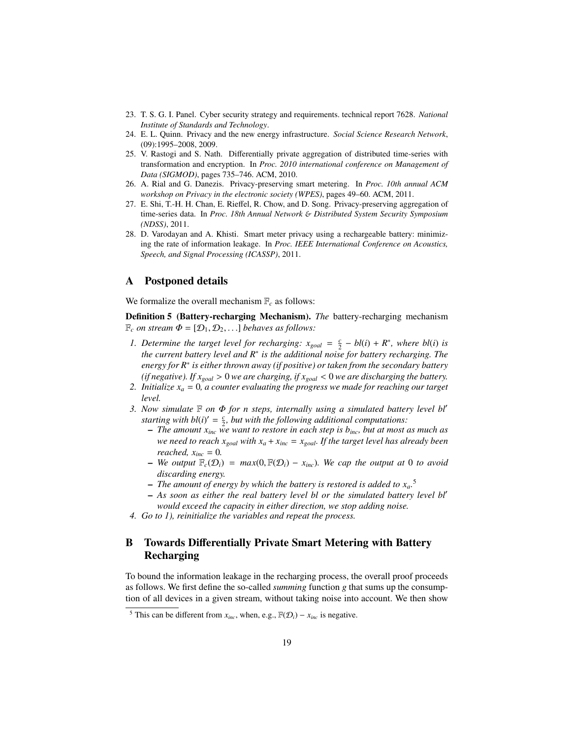23. T. S. G. I. Panel. Cyber security strategy and requirements. technical report 7628. *National Institute of Standards and Technology*.
24. E. L. Quinn. Privacy and the new energy infrastructure. *Social Science Research Network*, (09):1995–2008, 2009.
25. V. Rastogi and S. Nath. Differentially private aggregation of distributed time-series with transformation and encryption. In *Proc. 2010 international conference on Management of Data (SIGMOD)*, pages 735–746. ACM, 2010.
26. A. Rial and G. Danezis. Privacy-preserving smart metering. In *Proc. 10th annual ACM workshop on Privacy in the electronic society (WPES)*, pages 49–60. ACM, 2011.
27. E. Shi, T.-H. H. Chan, E. Rieffel, R. Chow, and D. Song. Privacy-preserving aggregation of time-series data. In *Proc. 18th Annual Network & Distributed System Security Symposium (NDSS)*, 2011.
28. D. Varodayan and A. Khisti. Smart meter privacy using a rechargeable battery: minimizing the rate of information leakage. In *Proc. IEEE International Conference on Acoustics, Speech, and Signal Processing (ICASSP)*, 2011.

# A Postponed details

We formalize the overall mechanism $\mathbb{F}_c$ as follows:

**Definition 5 (Battery-recharging Mechanism).** *The* battery-recharging mechanism $\mathbb{F}_c$ *on stream* $\Phi = [\mathcal{D}_1, \mathcal{D}_2, \ldots]$ *behaves as follows:*

1. *Determine the target level for recharging:* $x_{goal} = \frac{c}{2} - bl(i) + R^*$*, where* $bl(i)$ *is the current battery level and* $R^*$ *is the additional noise for battery recharging. The energy for* $R^*$ *is either thrown away (if positive) or taken from the secondary battery (if negative). If* $x_{goal} > 0$ *we are charging, if* $x_{goal} < 0$ *we are discharging the battery.*
2. *Initialize* $x_a = 0$*, a counter evaluating the progress we made for reaching our target level.*
3. *Now simulate* $\mathbb{F}$ *on* $\Phi$ *for* $n$ *steps, internally using a simulated battery level* $bl'$ *starting with* $bl(i)' = \frac{c}{2}$*, but with the following additional computations:*
   - *The amount* $x_{inc}$ *we want to restore in each step is* $b_{inc}$*, but at most as much as we need to reach* $x_{goal}$ *with* $x_a + x_{inc} = x_{goal}$*. If the target level has already been reached,* $x_{inc} = 0$*.*
   - *We output* $\mathbb{F}_c(\mathcal{D}_i) = max(0, \mathbb{F}(\mathcal{D}_i) - x_{inc})$*. We cap the output at* 0 *to avoid discarding energy.*
   - *The amount of energy by which the battery is restored is added to* $x_a$*.*[5]
   - *As soon as either the real battery level* $bl$ *or the simulated battery level* $bl'$ *would exceed the capacity in either direction, we stop adding noise.*
4. *Go to 1), reinitialize the variables and repeat the process.*

# B Towards Differentially Private Smart Metering with Battery Recharging

To bound the information leakage in the recharging process, the overall proof proceeds as follows. We first define the so-called *summing* function $g$ that sums up the consumption of all devices in a given stream, without taking noise into account. We then show

[5] This can be different from $x_{inc}$, when, e.g., $\mathbb{F}(\mathcal{D}_i) - x_{inc}$ is negative.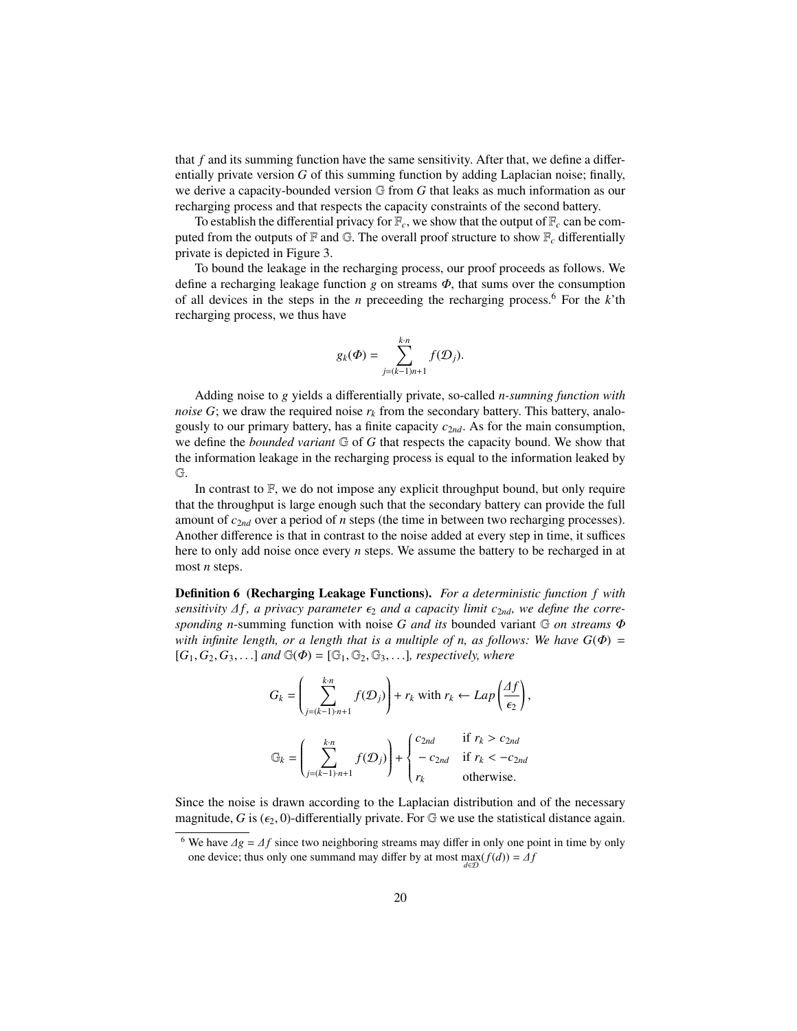that $f$ and its summing function have the same sensitivity. After that, we define a differentially private version $G$ of this summing function by adding Laplacian noise; finally, we derive a capacity-bounded version $\mathbb{G}$ from $G$ that leaks as much information as our recharging process and that respects the capacity constraints of the second battery.

To establish the differential privacy for $\mathbb{F}_c$, we show that the output of $\mathbb{F}_c$ can be computed from the outputs of $\mathbb{F}$ and $\mathbb{G}$. The overall proof structure to show $\mathbb{F}_c$ differentially private is depicted in Figure 3.

To bound the leakage in the recharging process, our proof proceeds as follows. We define a recharging leakage function $g$ on streams $\Phi$, that sums over the consumption of all devices in the steps in the $n$ preceeding the recharging process.[6] For the $k$'th recharging process, we thus have

$$g_k(\Phi) = \sum_{j=(k-1)n+1}^{k \cdot n} f(\mathcal{D}_j).$$

Adding noise to $g$ yields a differentially private, so-called *n-summing function with noise G*; we draw the required noise $r_k$ from the secondary battery. This battery, analogously to our primary battery, has a finite capacity $c_{2nd}$. As for the main consumption, we define the *bounded variant* $\mathbb{G}$ of $G$ that respects the capacity bound. We show that the information leakage in the recharging process is equal to the information leaked by $\mathbb{G}$.

In contrast to $\mathbb{F}$, we do not impose any explicit throughput bound, but only require that the throughput is large enough such that the secondary battery can provide the full amount of $c_{2nd}$ over a period of $n$ steps (the time in between two recharging processes). Another difference is that in contrast to the noise added at every step in time, it suffices here to only add noise once every $n$ steps. We assume the battery to be recharged in at most $n$ steps.

**Definition 6 (Recharging Leakage Functions).** *For a deterministic function $f$ with sensitivity $\Delta f$, a privacy parameter $\epsilon_2$ and a capacity limit $c_{2nd}$, we define the corresponding n-*summing function with noise *$G$ and its* bounded variant *$\mathbb{G}$ on streams $\Phi$ with infinite length, or a length that is a multiple of n, as follows: We have $G(\Phi) = [G_1, G_2, G_3, \ldots]$ and $\mathbb{G}(\Phi) = [\mathbb{G}_1, \mathbb{G}_2, \mathbb{G}_3, \ldots]$, respectively, where*

$$G_k = \left( \sum_{j=(k-1)\cdot n+1}^{k \cdot n} f(\mathcal{D}_j) \right) + r_k \text{ with } r_k \leftarrow Lap\left(\frac{\Delta f}{\epsilon_2}\right),$$

$$\mathbb{G}_k = \left( \sum_{j=(k-1)\cdot n+1}^{k \cdot n} f(\mathcal{D}_j) \right) + \begin{cases} c_{2nd} & \text{if } r_k > c_{2nd} \\ -c_{2nd} & \text{if } r_k < -c_{2nd} \\ r_k & \text{otherwise.} \end{cases}$$

Since the noise is drawn according to the Laplacian distribution and of the necessary magnitude, $G$ is $(\epsilon_2, 0)$-differentially private. For $\mathbb{G}$ we use the statistical distance again.

[6] We have $\Delta g = \Delta f$ since two neighboring streams may differ in only one point in time by only one device; thus only one summand may differ by at most $\max_{d \in \mathcal{D}}(f(d)) = \Delta f$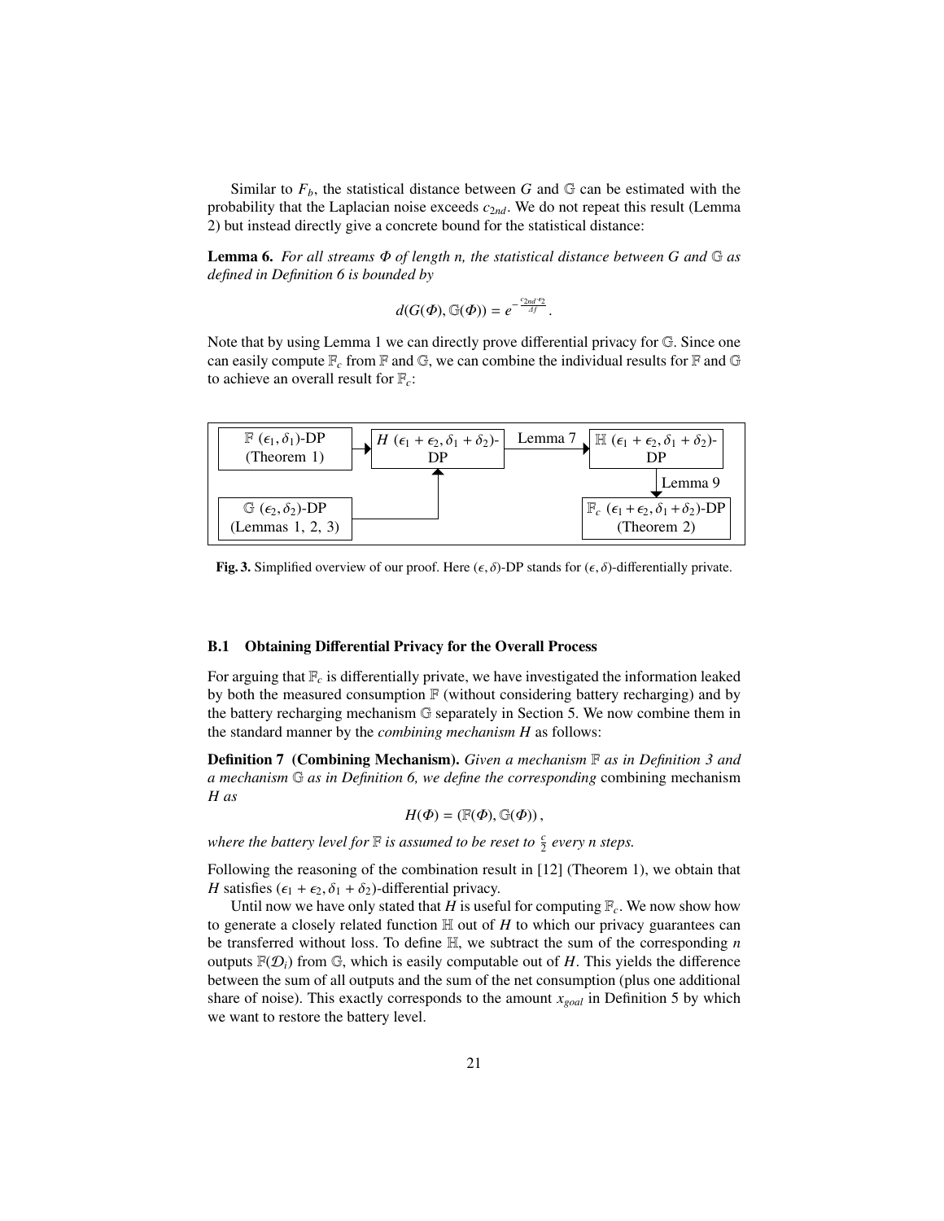Similar to $F_b$, the statistical distance between $G$ and $\mathbb{G}$ can be estimated with the probability that the Laplacian noise exceeds $c_{2nd}$. We do not repeat this result (Lemma 2) but instead directly give a concrete bound for the statistical distance:

**Lemma 6.** *For all streams $\Phi$ of length n, the statistical distance between $G$ and $\mathbb{G}$ as defined in Definition 6 is bounded by*

$$d(G(\Phi), \mathbb{G}(\Phi)) = e^{-\frac{c_{2nd} \cdot \epsilon_2}{\Delta f}}.$$

Note that by using Lemma 1 we can directly prove differential privacy for $\mathbb{G}$. Since one can easily compute $\mathbb{F}_c$ from $\mathbb{F}$ and $\mathbb{G}$, we can combine the individual results for $\mathbb{F}$ and $\mathbb{G}$ to achieve an overall result for $\mathbb{F}_c$:

**Fig. 3.** Simplified overview of our proof. Here $(\epsilon, \delta)$-DP stands for $(\epsilon, \delta)$-differentially private.

### B.1 Obtaining Differential Privacy for the Overall Process

For arguing that $\mathbb{F}_c$ is differentially private, we have investigated the information leaked by both the measured consumption $\mathbb{F}$ (without considering battery recharging) and by the battery recharging mechanism $\mathbb{G}$ separately in Section 5. We now combine them in the standard manner by the *combining mechanism $H$* as follows:

**Definition 7 (Combining Mechanism).** *Given a mechanism $\mathbb{F}$ as in Definition 3 and a mechanism $\mathbb{G}$ as in Definition 6, we define the corresponding* combining mechanism *$H$ as*

$$H(\Phi) = (\mathbb{F}(\Phi), \mathbb{G}(\Phi)),$$

*where the battery level for $\mathbb{F}$ is assumed to be reset to $\frac{c}{2}$ every n steps.*

Following the reasoning of the combination result in [12] (Theorem 1), we obtain that $H$ satisfies $(\epsilon_1 + \epsilon_2, \delta_1 + \delta_2)$-differential privacy.

Until now we have only stated that $H$ is useful for computing $\mathbb{F}_c$. We now show how to generate a closely related function $\mathbb{H}$ out of $H$ to which our privacy guarantees can be transferred without loss. To define $\mathbb{H}$, we subtract the sum of the corresponding $n$ outputs $\mathbb{F}(\mathcal{D}_i)$ from $\mathbb{G}$, which is easily computable out of $H$. This yields the difference between the sum of all outputs and the sum of the net consumption (plus one additional share of noise). This exactly corresponds to the amount $x_{goal}$ in Definition 5 by which we want to restore the battery level.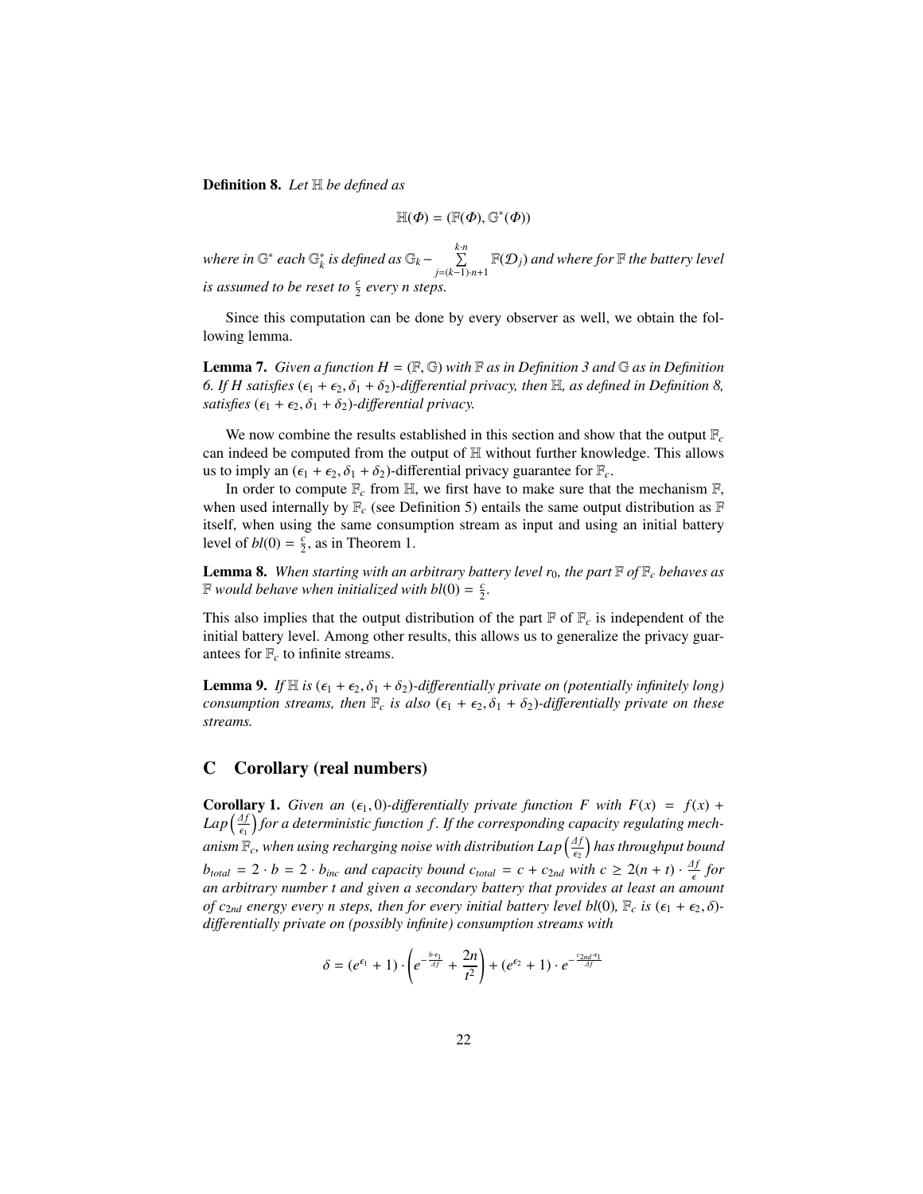**Definition 8.** *Let $\mathbb{H}$ be defined as*

$$\mathbb{H}(\Phi) = (\mathbb{F}(\Phi), \mathbb{G}^*(\Phi))$$

*where in $\mathbb{G}^*$ each $\mathbb{G}_k^*$ is defined as $\mathbb{G}_k - \sum_{j=(k-1)\cdot n+1}^{k\cdot n} \mathbb{F}(\mathcal{D}_j)$ and where for $\mathbb{F}$ the battery level is assumed to be reset to $\frac{c}{2}$ every $n$ steps.*

Since this computation can be done by every observer as well, we obtain the following lemma.

**Lemma 7.** *Given a function $H = (\mathbb{F}, \mathbb{G})$ with $\mathbb{F}$ as in Definition 3 and $\mathbb{G}$ as in Definition 6. If $H$ satisfies $(\epsilon_1 + \epsilon_2, \delta_1 + \delta_2)$-differential privacy, then $\mathbb{H}$, as defined in Definition 8, satisfies $(\epsilon_1 + \epsilon_2, \delta_1 + \delta_2)$-differential privacy.*

We now combine the results established in this section and show that the output $\mathbb{F}_c$ can indeed be computed from the output of $\mathbb{H}$ without further knowledge. This allows us to imply an $(\epsilon_1 + \epsilon_2, \delta_1 + \delta_2)$-differential privacy guarantee for $\mathbb{F}_c$.

In order to compute $\mathbb{F}_c$ from $\mathbb{H}$, we first have to make sure that the mechanism $\mathbb{F}$, when used internally by $\mathbb{F}_c$ (see Definition 5) entails the same output distribution as $\mathbb{F}$ itself, when using the same consumption stream as input and using an initial battery level of $bl(0) = \frac{c}{2}$, as in Theorem 1.

**Lemma 8.** *When starting with an arbitrary battery level $r_0$, the part $\mathbb{F}$ of $\mathbb{F}_c$ behaves as $\mathbb{F}$ would behave when initialized with $bl(0) = \frac{c}{2}$.*

This also implies that the output distribution of the part $\mathbb{F}$ of $\mathbb{F}_c$ is independent of the initial battery level. Among other results, this allows us to generalize the privacy guarantees for $\mathbb{F}_c$ to infinite streams.

**Lemma 9.** *If $\mathbb{H}$ is $(\epsilon_1 + \epsilon_2, \delta_1 + \delta_2)$-differentially private on (potentially infinitely long) consumption streams, then $\mathbb{F}_c$ is also $(\epsilon_1 + \epsilon_2, \delta_1 + \delta_2)$-differentially private on these streams.*

## C Corollary (real numbers)

**Corollary 1.** *Given an $(\epsilon_1, 0)$-differentially private function $F$ with $F(x) = f(x) + Lap\left(\frac{\Delta f}{\epsilon_1}\right)$ for a deterministic function $f$. If the corresponding capacity regulating mechanism $\mathbb{F}_c$, when using recharging noise with distribution $Lap\left(\frac{\Delta f}{\epsilon_2}\right)$ has throughput bound $b_{total} = 2 \cdot b = 2 \cdot b_{inc}$ and capacity bound $c_{total} = c + c_{2nd}$ with $c \geq 2(n+t) \cdot \frac{\Delta f}{\epsilon}$ for an arbitrary number $t$ and given a secondary battery that provides at least an amount of $c_{2nd}$ energy every $n$ steps, then for every initial battery level $bl(0)$, $\mathbb{F}_c$ is $(\epsilon_1 + \epsilon_2, \delta)$-differentially private on (possibly infinite) consumption streams with*

$$\delta = (e^{\epsilon_1} + 1) \cdot \left(e^{-\frac{b \cdot \epsilon_1}{\Delta f}} + \frac{2n}{t^2}\right) + (e^{\epsilon_2} + 1) \cdot e^{-\frac{c_{2nd} \cdot \epsilon_1}{\Delta f}}$$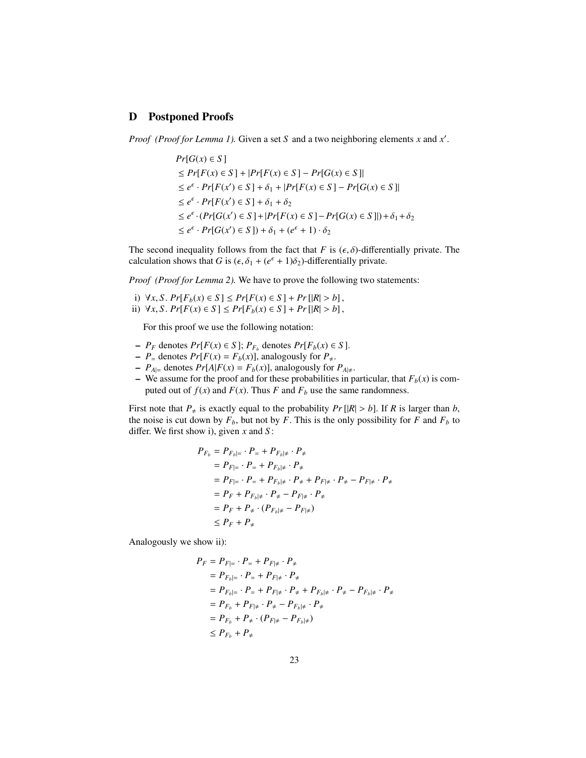## D Postponed Proofs

*Proof (Proof for Lemma 1).* Given a set $S$ and a two neighboring elements $x$ and $x'$.

$$
\begin{aligned}
&Pr[G(x) \in S] \\
&\leq Pr[F(x) \in S] + |Pr[F(x) \in S] - Pr[G(x) \in S]| \\
&\leq e^{\epsilon} \cdot Pr[F(x') \in S] + \delta_1 + |Pr[F(x) \in S] - Pr[G(x) \in S]| \\
&\leq e^{\epsilon} \cdot Pr[F(x') \in S] + \delta_1 + \delta_2 \\
&\leq e^{\epsilon} \cdot (Pr[G(x') \in S] + |Pr[F(x) \in S] - Pr[G(x) \in S]|) + \delta_1 + \delta_2 \\
&\leq e^{\epsilon} \cdot Pr[G(x') \in S]) + \delta_1 + (e^{\epsilon} + 1) \cdot \delta_2
\end{aligned}
$$

The second inequality follows from the fact that $F$ is $(\epsilon, \delta)$-differentially private. The calculation shows that $G$ is $(\epsilon, \delta_1 + (e^{\epsilon} + 1)\delta_2)$-differentially private.

*Proof (Proof for Lemma 2).* We have to prove the following two statements:

i) $\forall x, S.\ Pr[F_b(x) \in S] \leq Pr[F(x) \in S] + Pr[|R| > b]$,
ii) $\forall x, S.\ Pr[F(x) \in S] \leq Pr[F_b(x) \in S] + Pr[|R| > b]$,

For this proof we use the following notation:

- $P_F$ denotes $Pr[F(x) \in S]$; $P_{F_b}$ denotes $Pr[F_b(x) \in S]$.
- $P_=$ denotes $Pr[F(x) = F_b(x)]$, analogously for $P_{\neq}$.
- $P_{A|=}$ denotes $Pr[A | F(x) = F_b(x)]$, analogously for $P_{A|\neq}$.
- We assume for the proof and for these probabilities in particular, that $F_b(x)$ is computed out of $f(x)$ and $F(x)$. Thus $F$ and $F_b$ use the same randomness.

First note that $P_{\neq}$ is exactly equal to the probability $Pr[|R| > b]$. If $R$ is larger than $b$, the noise is cut down by $F_b$, but not by $F$. This is the only possibility for $F$ and $F_b$ to differ. We first show i), given $x$ and $S$:

$$
\begin{aligned}
P_{F_b} &= P_{F_b|=} \cdot P_= + P_{F_b|\neq} \cdot P_{\neq} \\
&= P_{F|=} \cdot P_= + P_{F_b|\neq} \cdot P_{\neq} \\
&= P_{F|=} \cdot P_= + P_{F_b|\neq} \cdot P_{\neq} + P_{F|\neq} \cdot P_{\neq} - P_{F|\neq} \cdot P_{\neq} \\
&= P_F + P_{F_b|\neq} \cdot P_{\neq} - P_{F|\neq} \cdot P_{\neq} \\
&= P_F + P_{\neq} \cdot (P_{F_b|\neq} - P_{F|\neq}) \\
&\leq P_F + P_{\neq}
\end{aligned}
$$

Analogously we show ii):

$$
\begin{aligned}
P_F &= P_{F|=} \cdot P_= + P_{F|\neq} \cdot P_{\neq} \\
&= P_{F_b|=} \cdot P_= + P_{F|\neq} \cdot P_{\neq} \\
&= P_{F_b|=} \cdot P_= + P_{F|\neq} \cdot P_{\neq} + P_{F_b|\neq} \cdot P_{\neq} - P_{F_b|\neq} \cdot P_{\neq} \\
&= P_{F_b} + P_{F|\neq} \cdot P_{\neq} - P_{F_b|\neq} \cdot P_{\neq} \\
&= P_{F_b} + P_{\neq} \cdot (P_{F|\neq} - P_{F_b|\neq}) \\
&\leq P_{F_b} + P_{\neq}
\end{aligned}
$$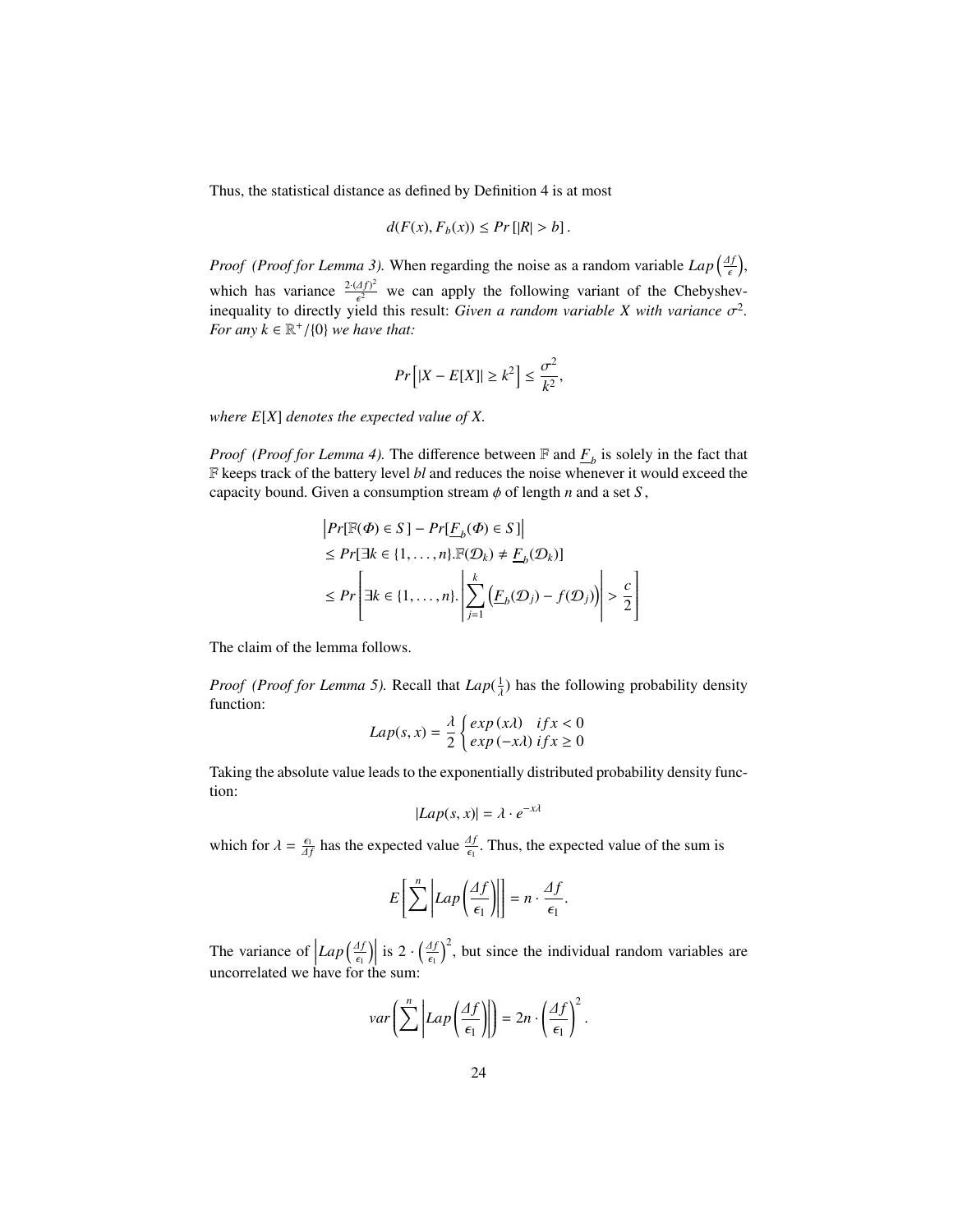Thus, the statistical distance as defined by Definition 4 is at most

$$d(F(x), F_b(x)) \leq Pr\left[|R| > b\right].$$

*Proof (Proof for Lemma 3).* When regarding the noise as a random variable $Lap\left(\frac{\Delta f}{\epsilon}\right)$, which has variance $\frac{2\cdot(\Delta f)^2}{\epsilon^2}$ we can apply the following variant of the Chebyshev-inequality to directly yield this result: *Given a random variable $X$ with variance $\sigma^2$. For any $k \in \mathbb{R}^+/\{0\}$ we have that:*

$$Pr\left[|X - E[X]| \geq k^2\right] \leq \frac{\sigma^2}{k^2},$$

*where $E[X]$ denotes the expected value of $X$.*

*Proof (Proof for Lemma 4).* The difference between $\mathbb{F}$ and $\underline{F}_b$ is solely in the fact that $\mathbb{F}$ keeps track of the battery level *bl* and reduces the noise whenever it would exceed the capacity bound. Given a consumption stream $\phi$ of length $n$ and a set $S$,

$$\begin{aligned}
&\left|Pr[\mathbb{F}(\Phi) \in S] - Pr[\underline{F}_b(\Phi) \in S]\right| \\
&\leq Pr[\exists k \in \{1,\ldots,n\}.\mathbb{F}(\mathcal{D}_k) \neq \underline{F}_b(\mathcal{D}_k)] \\
&\leq Pr\left[\exists k \in \{1,\ldots,n\}.\left|\sum_{j=1}^{k}\left(\underline{F}_b(\mathcal{D}_j) - f(\mathcal{D}_j)\right)\right| > \frac{c}{2}\right]
\end{aligned}$$

The claim of the lemma follows.

*Proof (Proof for Lemma 5).* Recall that $Lap(\frac{1}{\lambda})$ has the following probability density function:

$$Lap(s,x) = \frac{\lambda}{2}\begin{cases} exp\left(x\lambda\right) & if\, x < 0 \\ exp\left(-x\lambda\right) & if\, x \geq 0 \end{cases}$$

Taking the absolute value leads to the exponentially distributed probability density function:

$$|Lap(s,x)| = \lambda \cdot e^{-x\lambda}$$

which for $\lambda = \frac{\epsilon_1}{\Delta f}$ has the expected value $\frac{\Delta f}{\epsilon_1}$. Thus, the expected value of the sum is

$$E\left[\sum^{n}\left|Lap\left(\frac{\Delta f}{\epsilon_1}\right)\right|\right] = n \cdot \frac{\Delta f}{\epsilon_1}.$$

The variance of $\left|Lap\left(\frac{\Delta f}{\epsilon_1}\right)\right|$ is $2 \cdot \left(\frac{\Delta f}{\epsilon_1}\right)^2$, but since the individual random variables are uncorrelated we have for the sum:

$$var\left(\sum^{n}\left|Lap\left(\frac{\Delta f}{\epsilon_1}\right)\right|\right) = 2n \cdot \left(\frac{\Delta f}{\epsilon_1}\right)^2.$$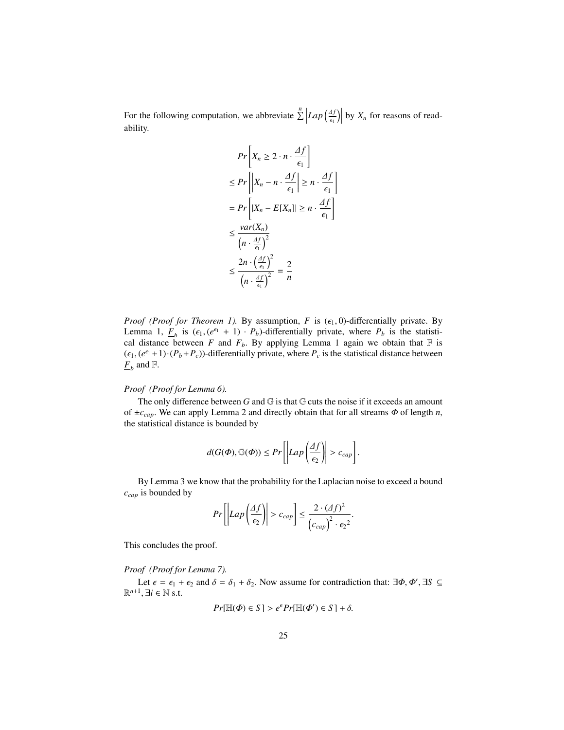For the following computation, we abbreviate $\sum^{n} \left| Lap\left(\frac{\Delta f}{\epsilon_1}\right) \right|$ by $X_n$ for reasons of readability.

$$
\begin{aligned}
& Pr\left[X_n \geq 2 \cdot n \cdot \frac{\Delta f}{\epsilon_1}\right] \\
\leq\ & Pr\left[\left|X_n - n \cdot \frac{\Delta f}{\epsilon_1}\right| \geq n \cdot \frac{\Delta f}{\epsilon_1}\right] \\
=\ & Pr\left[|X_n - E[X_n]| \geq n \cdot \frac{\Delta f}{\epsilon_1}\right] \\
\leq\ & \frac{var(X_n)}{\left(n \cdot \frac{\Delta f}{\epsilon_1}\right)^2} \\
\leq\ & \frac{2n \cdot \left(\frac{\Delta f}{\epsilon_1}\right)^2}{\left(n \cdot \frac{\Delta f}{\epsilon_1}\right)^2} = \frac{2}{n}
\end{aligned}
$$

*Proof (Proof for Theorem 1).* By assumption, $F$ is $(\epsilon_1, 0)$-differentially private. By Lemma 1, $\underline{F}_b$ is $(\epsilon_1, (e^{\epsilon_1} + 1) \cdot P_b)$-differentially private, where $P_b$ is the statistical distance between $F$ and $F_b$. By applying Lemma 1 again we obtain that $\mathbb{F}$ is $(\epsilon_1, (e^{\epsilon_1} + 1) \cdot (P_b + P_c))$-differentially private, where $P_c$ is the statistical distance between $\underline{F}_b$ and $\mathbb{F}$.

*Proof (Proof for Lemma 6).*

The only difference between $G$ and $\mathbb{G}$ is that $\mathbb{G}$ cuts the noise if it exceeds an amount of $\pm c_{cap}$. We can apply Lemma 2 and directly obtain that for all streams $\Phi$ of length $n$, the statistical distance is bounded by

$$
d(G(\Phi), \mathbb{G}(\Phi)) \leq Pr\left[\left| Lap\left(\frac{\Delta f}{\epsilon_2}\right)\right| > c_{cap}\right].
$$

By Lemma 3 we know that the probability for the Laplacian noise to exceed a bound $c_{cap}$ is bounded by

$$
Pr\left[\left| Lap\left(\frac{\Delta f}{\epsilon_2}\right)\right| > c_{cap}\right] \leq \frac{2 \cdot (\Delta f)^2}{\left(c_{cap}\right)^2 \cdot {\epsilon_2}^2}.
$$

This concludes the proof.

*Proof (Proof for Lemma 7).*

Let $\epsilon = \epsilon_1 + \epsilon_2$ and $\delta = \delta_1 + \delta_2$. Now assume for contradiction that: $\exists \Phi, \Phi', \exists S \subseteq \mathbb{R}^{n+1}, \exists i \in \mathbb{N}$ s.t.

$$
Pr[\mathbb{H}(\Phi) \in S] > e^{\epsilon} Pr[\mathbb{H}(\Phi') \in S] + \delta.
$$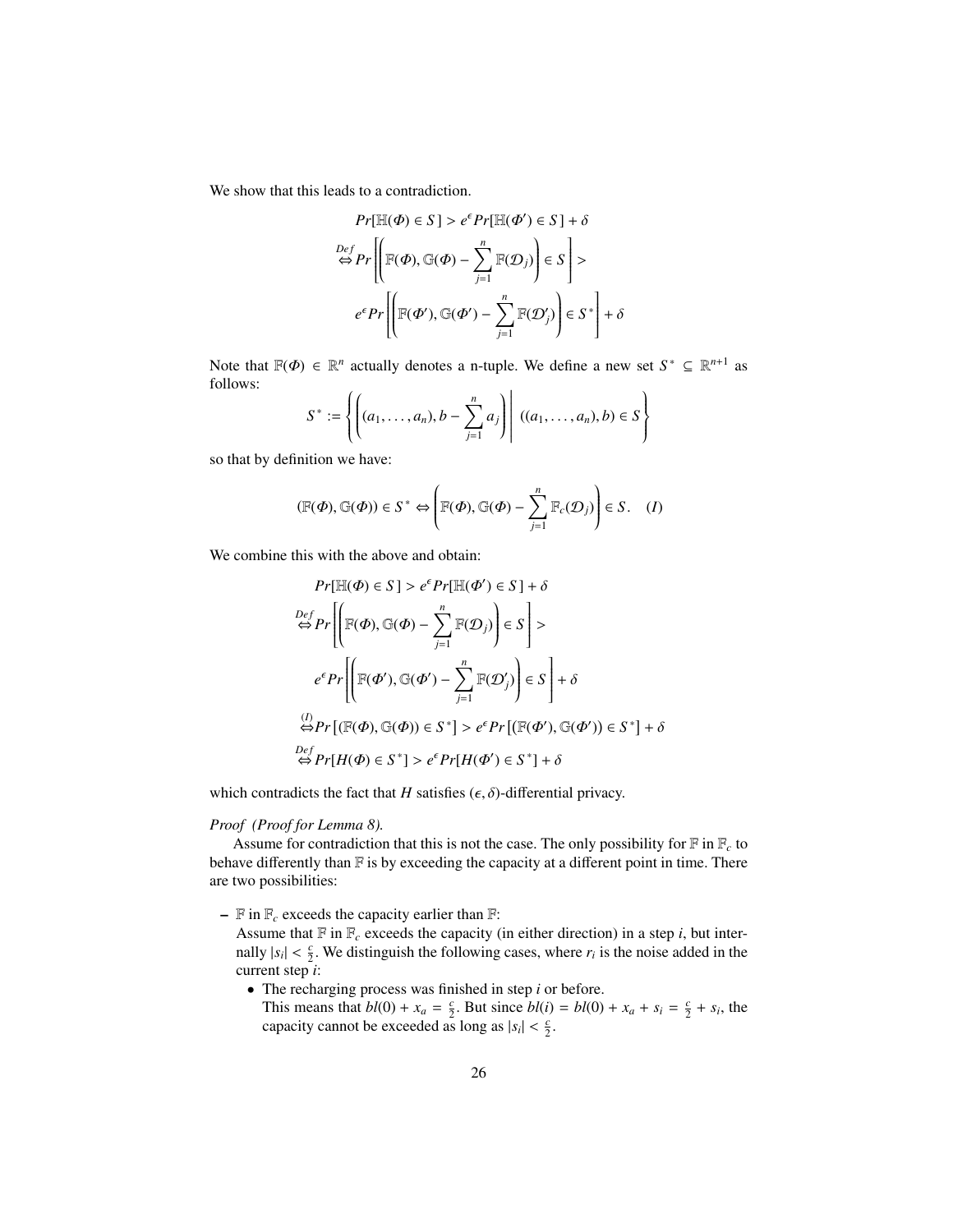We show that this leads to a contradiction.

$$
\begin{aligned}
& Pr[\mathbb{H}(\Phi) \in S] > e^{\epsilon} Pr[\mathbb{H}(\Phi') \in S] + \delta \\
\overset{Def}{\Leftrightarrow} & Pr\left[\left(\mathbb{F}(\Phi), \mathbb{G}(\Phi) - \sum_{j=1}^{n} \mathbb{F}(\mathcal{D}_j)\right) \in S\right] > \\
& e^{\epsilon} Pr\left[\left(\mathbb{F}(\Phi'), \mathbb{G}(\Phi') - \sum_{j=1}^{n} \mathbb{F}(\mathcal{D}'_j)\right) \in S^*\right] + \delta
\end{aligned}
$$

Note that $\mathbb{F}(\Phi) \in \mathbb{R}^n$ actually denotes a n-tuple. We define a new set $S^* \subseteq \mathbb{R}^{n+1}$ as follows:

$$
S^* := \left\{ \left((a_1, \ldots, a_n), b - \sum_{j=1}^{n} a_j\right) \;\middle|\; ((a_1, \ldots, a_n), b) \in S \right\}
$$

so that by definition we have:

$$
(\mathbb{F}(\Phi), \mathbb{G}(\Phi)) \in S^* \Leftrightarrow \left(\mathbb{F}(\Phi), \mathbb{G}(\Phi) - \sum_{j=1}^{n} \mathbb{F}_c(\mathcal{D}_j)\right) \in S. \quad (I)
$$

We combine this with the above and obtain:

$$
\begin{aligned}
& Pr[\mathbb{H}(\Phi) \in S] > e^{\epsilon} Pr[\mathbb{H}(\Phi') \in S] + \delta \\
\overset{Def}{\Leftrightarrow} & Pr\left[\left(\mathbb{F}(\Phi), \mathbb{G}(\Phi) - \sum_{j=1}^{n} \mathbb{F}(\mathcal{D}_j)\right) \in S\right] > \\
& e^{\epsilon} Pr\left[\left(\mathbb{F}(\Phi'), \mathbb{G}(\Phi') - \sum_{j=1}^{n} \mathbb{F}(\mathcal{D}'_j)\right) \in S\right] + \delta \\
\overset{(I)}{\Leftrightarrow} & Pr\left[(\mathbb{F}(\Phi), \mathbb{G}(\Phi)) \in S^*\right] > e^{\epsilon} Pr\left[(\mathbb{F}(\Phi'), \mathbb{G}(\Phi')) \in S^*\right] + \delta \\
\overset{Def}{\Leftrightarrow} & Pr[H(\Phi) \in S^*] > e^{\epsilon} Pr[H(\Phi') \in S^*] + \delta
\end{aligned}
$$

which contradicts the fact that $H$ satisfies $(\epsilon, \delta)$-differential privacy.

*Proof (Proof for Lemma 8).*

Assume for contradiction that this is not the case. The only possibility for $\mathbb{F}$ in $\mathbb{F}_c$ to behave differently than $\mathbb{F}$ is by exceeding the capacity at a different point in time. There are two possibilities:

- $\mathbb{F}$ in $\mathbb{F}_c$ exceeds the capacity earlier than $\mathbb{F}$:
  Assume that $\mathbb{F}$ in $\mathbb{F}_c$ exceeds the capacity (in either direction) in a step $i$, but internally $|s_i| < \frac{c}{2}$. We distinguish the following cases, where $r_i$ is the noise added in the current step $i$:
  - The recharging process was finished in step $i$ or before.
    This means that $bl(0) + x_a = \frac{c}{2}$. But since $bl(i) = bl(0) + x_a + s_i = \frac{c}{2} + s_i$, the capacity cannot be exceeded as long as $|s_i| < \frac{c}{2}$.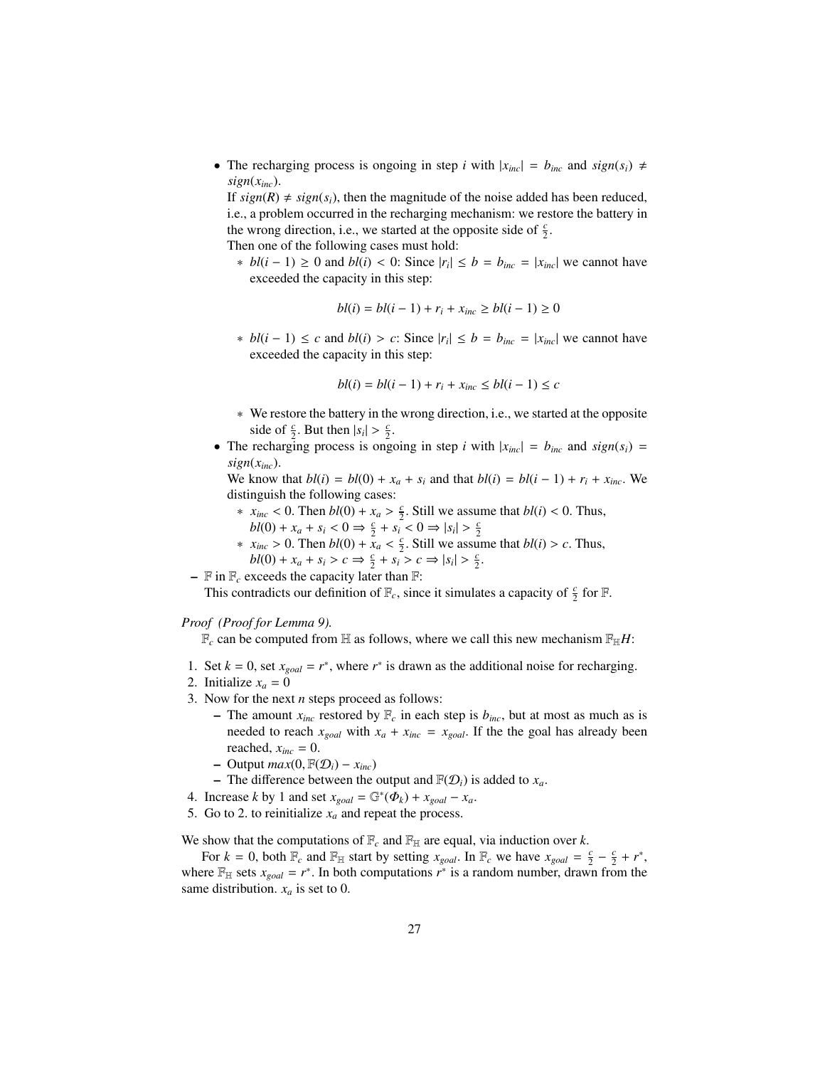- The recharging process is ongoing in step $i$ with $|x_{inc}| = b_{inc}$ and $sign(s_i) \neq sign(x_{inc})$.
  If $sign(R) \neq sign(s_i)$, then the magnitude of the noise added has been reduced, i.e., a problem occurred in the recharging mechanism: we restore the battery in the wrong direction, i.e., we started at the opposite side of $\frac{c}{2}$.
  Then one of the following cases must hold:
  - $bl(i-1) \geq 0$ and $bl(i) < 0$: Since $|r_i| \leq b = b_{inc} = |x_{inc}|$ we cannot have exceeded the capacity in this step:

    $$bl(i) = bl(i-1) + r_i + x_{inc} \geq bl(i-1) \geq 0$$

  - $bl(i-1) \leq c$ and $bl(i) > c$: Since $|r_i| \leq b = b_{inc} = |x_{inc}|$ we cannot have exceeded the capacity in this step:

    $$bl(i) = bl(i-1) + r_i + x_{inc} \leq bl(i-1) \leq c$$

  - We restore the battery in the wrong direction, i.e., we started at the opposite side of $\frac{c}{2}$. But then $|s_i| > \frac{c}{2}$.
- The recharging process is ongoing in step $i$ with $|x_{inc}| = b_{inc}$ and $sign(s_i) = sign(x_{inc})$.
  We know that $bl(i) = bl(0) + x_a + s_i$ and that $bl(i) = bl(i-1) + r_i + x_{inc}$. We distinguish the following cases:
  - $x_{inc} < 0$. Then $bl(0) + x_a > \frac{c}{2}$. Still we assume that $bl(i) < 0$. Thus, $bl(0) + x_a + s_i < 0 \Rightarrow \frac{c}{2} + s_i < 0 \Rightarrow |s_i| > \frac{c}{2}$
  - $x_{inc} > 0$. Then $bl(0) + x_a < \frac{c}{2}$. Still we assume that $bl(i) > c$. Thus, $bl(0) + x_a + s_i > c \Rightarrow \frac{c}{2} + s_i > c \Rightarrow |s_i| > \frac{c}{2}$.

– $\mathbb{F}$ in $\mathbb{F}_c$ exceeds the capacity later than $\mathbb{F}$:
  This contradicts our definition of $\mathbb{F}_c$, since it simulates a capacity of $\frac{c}{2}$ for $\mathbb{F}$.

*Proof (Proof for Lemma 9).*

$\mathbb{F}_c$ can be computed from $\mathbb{H}$ as follows, where we call this new mechanism $\mathbb{F}_{\mathbb{H}}H$:

1. Set $k = 0$, set $x_{goal} = r^*$, where $r^*$ is drawn as the additional noise for recharging.
2. Initialize $x_a = 0$
3. Now for the next $n$ steps proceed as follows:
   – The amount $x_{inc}$ restored by $\mathbb{F}_c$ in each step is $b_{inc}$, but at most as much as is needed to reach $x_{goal}$ with $x_a + x_{inc} = x_{goal}$. If the the goal has already been reached, $x_{inc} = 0$.
   – Output $max(0, \mathbb{F}(\mathcal{D}_i) - x_{inc})$
   – The difference between the output and $\mathbb{F}(\mathcal{D}_i)$ is added to $x_a$.
4. Increase $k$ by 1 and set $x_{goal} = \mathbb{G}^*(\Phi_k) + x_{goal} - x_a$.
5. Go to 2. to reinitialize $x_a$ and repeat the process.

We show that the computations of $\mathbb{F}_c$ and $\mathbb{F}_{\mathbb{H}}$ are equal, via induction over $k$.

For $k = 0$, both $\mathbb{F}_c$ and $\mathbb{F}_{\mathbb{H}}$ start by setting $x_{goal}$. In $\mathbb{F}_c$ we have $x_{goal} = \frac{c}{2} - \frac{c}{2} + r^*$, where $\mathbb{F}_{\mathbb{H}}$ sets $x_{goal} = r^*$. In both computations $r^*$ is a random number, drawn from the same distribution. $x_a$ is set to 0.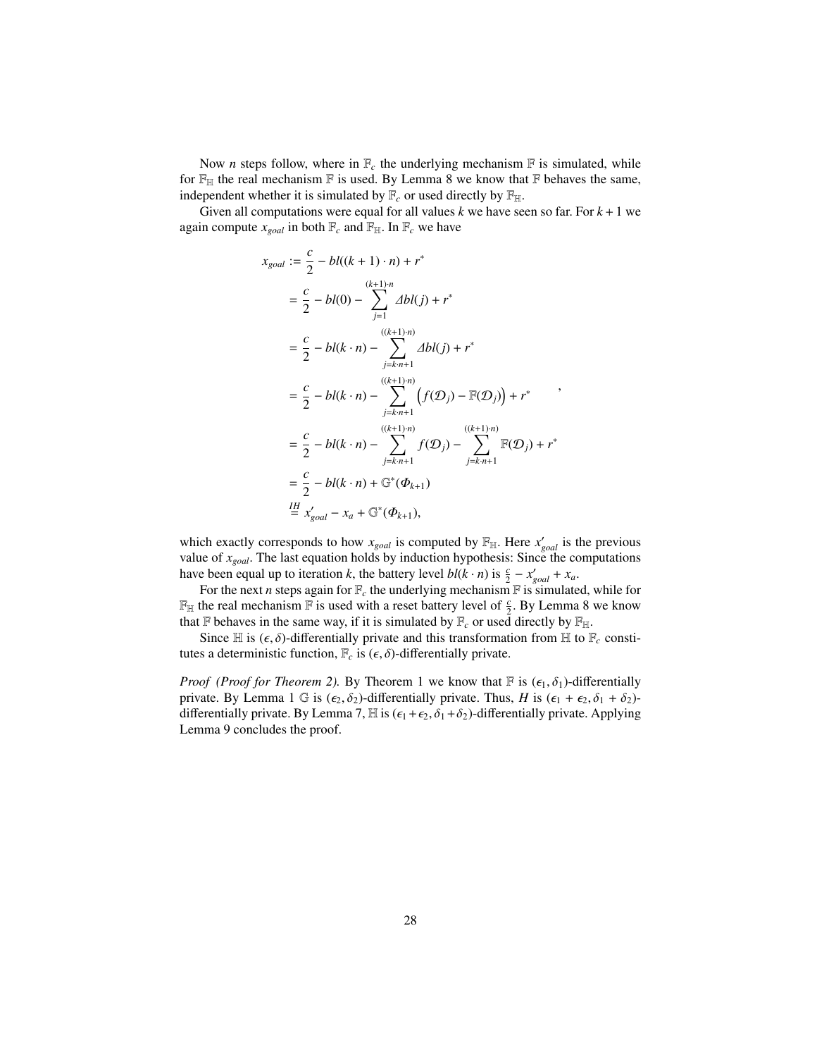Now $n$ steps follow, where in $\mathbb{F}_c$ the underlying mechanism $\mathbb{F}$ is simulated, while for $\mathbb{F}_{\mathbb{H}}$ the real mechanism $\mathbb{F}$ is used. By Lemma 8 we know that $\mathbb{F}$ behaves the same, independent whether it is simulated by $\mathbb{F}_c$ or used directly by $\mathbb{F}_{\mathbb{H}}$.

Given all computations were equal for all values $k$ we have seen so far. For $k+1$ we again compute $x_{goal}$ in both $\mathbb{F}_c$ and $\mathbb{F}_{\mathbb{H}}$. In $\mathbb{F}_c$ we have

$$
\begin{aligned}
x_{goal} &:= \frac{c}{2} - bl((k+1)\cdot n) + r^* \\
&= \frac{c}{2} - bl(0) - \sum_{j=1}^{(k+1)\cdot n} \Delta bl(j) + r^* \\
&= \frac{c}{2} - bl(k\cdot n) - \sum_{j=k\cdot n+1}^{((k+1)\cdot n)} \Delta bl(j) + r^* \\
&= \frac{c}{2} - bl(k\cdot n) - \sum_{j=k\cdot n+1}^{((k+1)\cdot n)} \Big( f(\mathcal{D}_j) - \mathbb{F}(\mathcal{D}_j) \Big) + r^* \\
&= \frac{c}{2} - bl(k\cdot n) - \sum_{j=k\cdot n+1}^{((k+1)\cdot n)} f(\mathcal{D}_j) - \sum_{j=k\cdot n+1}^{((k+1)\cdot n)} \mathbb{F}(\mathcal{D}_j) + r^* \\
&= \frac{c}{2} - bl(k\cdot n) + \mathbb{G}^*(\Phi_{k+1}) \\
&\overset{IH}{=} x'_{goal} - x_a + \mathbb{G}^*(\Phi_{k+1}),
\end{aligned}
$$

which exactly corresponds to how $x_{goal}$ is computed by $\mathbb{F}_{\mathbb{H}}$. Here $x'_{goal}$ is the previous value of $x_{goal}$. The last equation holds by induction hypothesis: Since the computations have been equal up to iteration $k$, the battery level $bl(k\cdot n)$ is $\frac{c}{2} - x'_{goal} + x_a$.

For the next $n$ steps again for $\mathbb{F}_c$ the underlying mechanism $\mathbb{F}$ is simulated, while for $\mathbb{F}_{\mathbb{H}}$ the real mechanism $\mathbb{F}$ is used with a reset battery level of $\frac{c}{2}$. By Lemma 8 we know that $\mathbb{F}$ behaves in the same way, if it is simulated by $\mathbb{F}_c$ or used directly by $\mathbb{F}_{\mathbb{H}}$.

Since $\mathbb{H}$ is $(\epsilon, \delta)$-differentially private and this transformation from $\mathbb{H}$ to $\mathbb{F}_c$ constitutes a deterministic function, $\mathbb{F}_c$ is $(\epsilon, \delta)$-differentially private.

*Proof (Proof for Theorem 2).* By Theorem 1 we know that $\mathbb{F}$ is $(\epsilon_1, \delta_1)$-differentially private. By Lemma 1 $\mathbb{G}$ is $(\epsilon_2, \delta_2)$-differentially private. Thus, $H$ is $(\epsilon_1+\epsilon_2, \delta_1+\delta_2)$-differentially private. By Lemma 7, $\mathbb{H}$ is $(\epsilon_1+\epsilon_2, \delta_1+\delta_2)$-differentially private. Applying Lemma 9 concludes the proof.